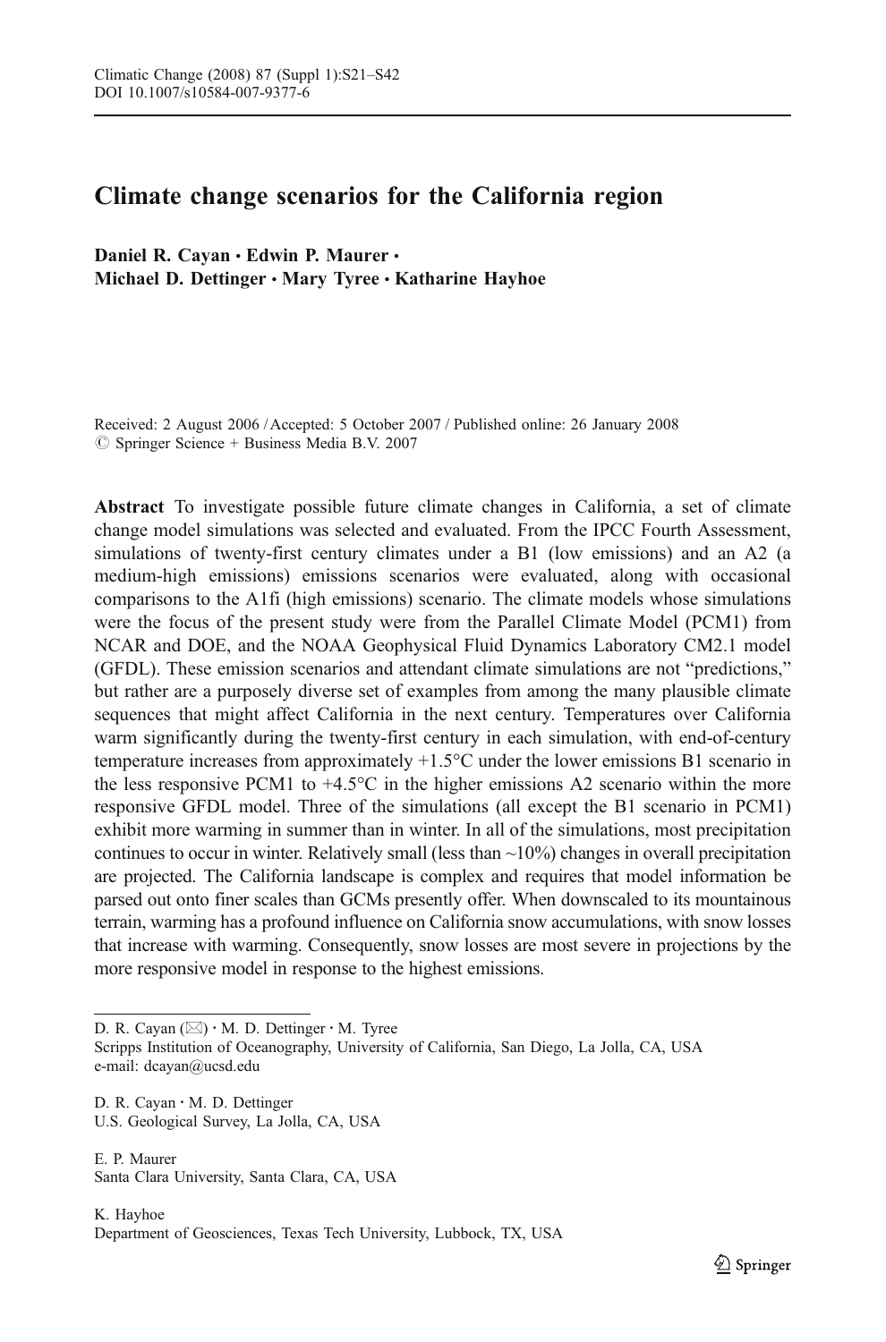# Climate change scenarios for the California region

**Daniel R. Cayan · Edwin P. Maurer · Michael D. Dettinger · Mary Tyree · Katharine Hayhoe**

Received: 2 August 2006 / Accepted: 5 October 2007 / Published online: 26 January 2008
© Springer Science + Business Media B.V. 2007

**Abstract** To investigate possible future climate changes in California, a set of climate change model simulations was selected and evaluated. From the IPCC Fourth Assessment, simulations of twenty-first century climates under a B1 (low emissions) and an A2 (a medium-high emissions) emissions scenarios were evaluated, along with occasional comparisons to the A1fi (high emissions) scenario. The climate models whose simulations were the focus of the present study were from the Parallel Climate Model (PCM1) from NCAR and DOE, and the NOAA Geophysical Fluid Dynamics Laboratory CM2.1 model (GFDL). These emission scenarios and attendant climate simulations are not "predictions," but rather are a purposely diverse set of examples from among the many plausible climate sequences that might affect California in the next century. Temperatures over California warm significantly during the twenty-first century in each simulation, with end-of-century temperature increases from approximately +1.5°C under the lower emissions B1 scenario in the less responsive PCM1 to +4.5°C in the higher emissions A2 scenario within the more responsive GFDL model. Three of the simulations (all except the B1 scenario in PCM1) exhibit more warming in summer than in winter. In all of the simulations, most precipitation continues to occur in winter. Relatively small (less than ~10%) changes in overall precipitation are projected. The California landscape is complex and requires that model information be parsed out onto finer scales than GCMs presently offer. When downscaled to its mountainous terrain, warming has a profound influence on California snow accumulations, with snow losses that increase with warming. Consequently, snow losses are most severe in projections by the more responsive model in response to the highest emissions.

---

D. R. Cayan (✉) · M. D. Dettinger · M. Tyree
Scripps Institution of Oceanography, University of California, San Diego, La Jolla, CA, USA
e-mail: dcayan@ucsd.edu

D. R. Cayan · M. D. Dettinger
U.S. Geological Survey, La Jolla, CA, USA

E. P. Maurer
Santa Clara University, Santa Clara, CA, USA

K. Hayhoe
Department of Geosciences, Texas Tech University, Lubbock, TX, USA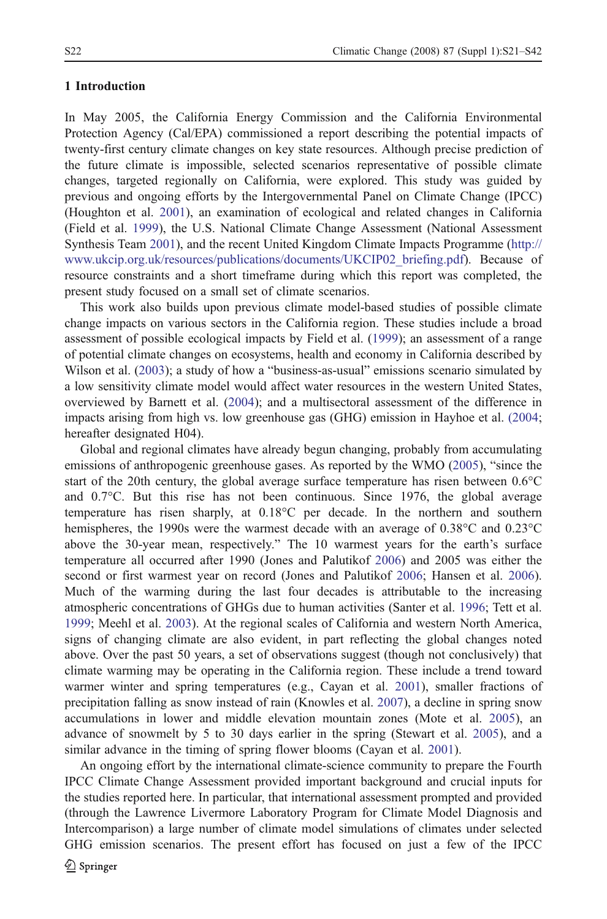## 1 Introduction

In May 2005, the California Energy Commission and the California Environmental Protection Agency (Cal/EPA) commissioned a report describing the potential impacts of twenty-first century climate changes on key state resources. Although precise prediction of the future climate is impossible, selected scenarios representative of possible climate changes, targeted regionally on California, were explored. This study was guided by previous and ongoing efforts by the Intergovernmental Panel on Climate Change (IPCC) (Houghton et al. 2001), an examination of ecological and related changes in California (Field et al. 1999), the U.S. National Climate Change Assessment (National Assessment Synthesis Team 2001), and the recent United Kingdom Climate Impacts Programme (http://www.ukcip.org.uk/resources/publications/documents/UKCIP02_briefing.pdf). Because of resource constraints and a short timeframe during which this report was completed, the present study focused on a small set of climate scenarios.

This work also builds upon previous climate model-based studies of possible climate change impacts on various sectors in the California region. These studies include a broad assessment of possible ecological impacts by Field et al. (1999); an assessment of a range of potential climate changes on ecosystems, health and economy in California described by Wilson et al. (2003); a study of how a "business-as-usual" emissions scenario simulated by a low sensitivity climate model would affect water resources in the western United States, overviewed by Barnett et al. (2004); and a multisectoral assessment of the difference in impacts arising from high vs. low greenhouse gas (GHG) emission in Hayhoe et al. (2004; hereafter designated H04).

Global and regional climates have already begun changing, probably from accumulating emissions of anthropogenic greenhouse gases. As reported by the WMO (2005), "since the start of the 20th century, the global average surface temperature has risen between 0.6°C and 0.7°C. But this rise has not been continuous. Since 1976, the global average temperature has risen sharply, at 0.18°C per decade. In the northern and southern hemispheres, the 1990s were the warmest decade with an average of 0.38°C and 0.23°C above the 30-year mean, respectively." The 10 warmest years for the earth's surface temperature all occurred after 1990 (Jones and Palutikof 2006) and 2005 was either the second or first warmest year on record (Jones and Palutikof 2006; Hansen et al. 2006). Much of the warming during the last four decades is attributable to the increasing atmospheric concentrations of GHGs due to human activities (Santer et al. 1996; Tett et al. 1999; Meehl et al. 2003). At the regional scales of California and western North America, signs of changing climate are also evident, in part reflecting the global changes noted above. Over the past 50 years, a set of observations suggest (though not conclusively) that climate warming may be operating in the California region. These include a trend toward warmer winter and spring temperatures (e.g., Cayan et al. 2001), smaller fractions of precipitation falling as snow instead of rain (Knowles et al. 2007), a decline in spring snow accumulations in lower and middle elevation mountain zones (Mote et al. 2005), an advance of snowmelt by 5 to 30 days earlier in the spring (Stewart et al. 2005), and a similar advance in the timing of spring flower blooms (Cayan et al. 2001).

An ongoing effort by the international climate-science community to prepare the Fourth IPCC Climate Change Assessment provided important background and crucial inputs for the studies reported here. In particular, that international assessment prompted and provided (through the Lawrence Livermore Laboratory Program for Climate Model Diagnosis and Intercomparison) a large number of climate model simulations of climates under selected GHG emission scenarios. The present effort has focused on just a few of the IPCC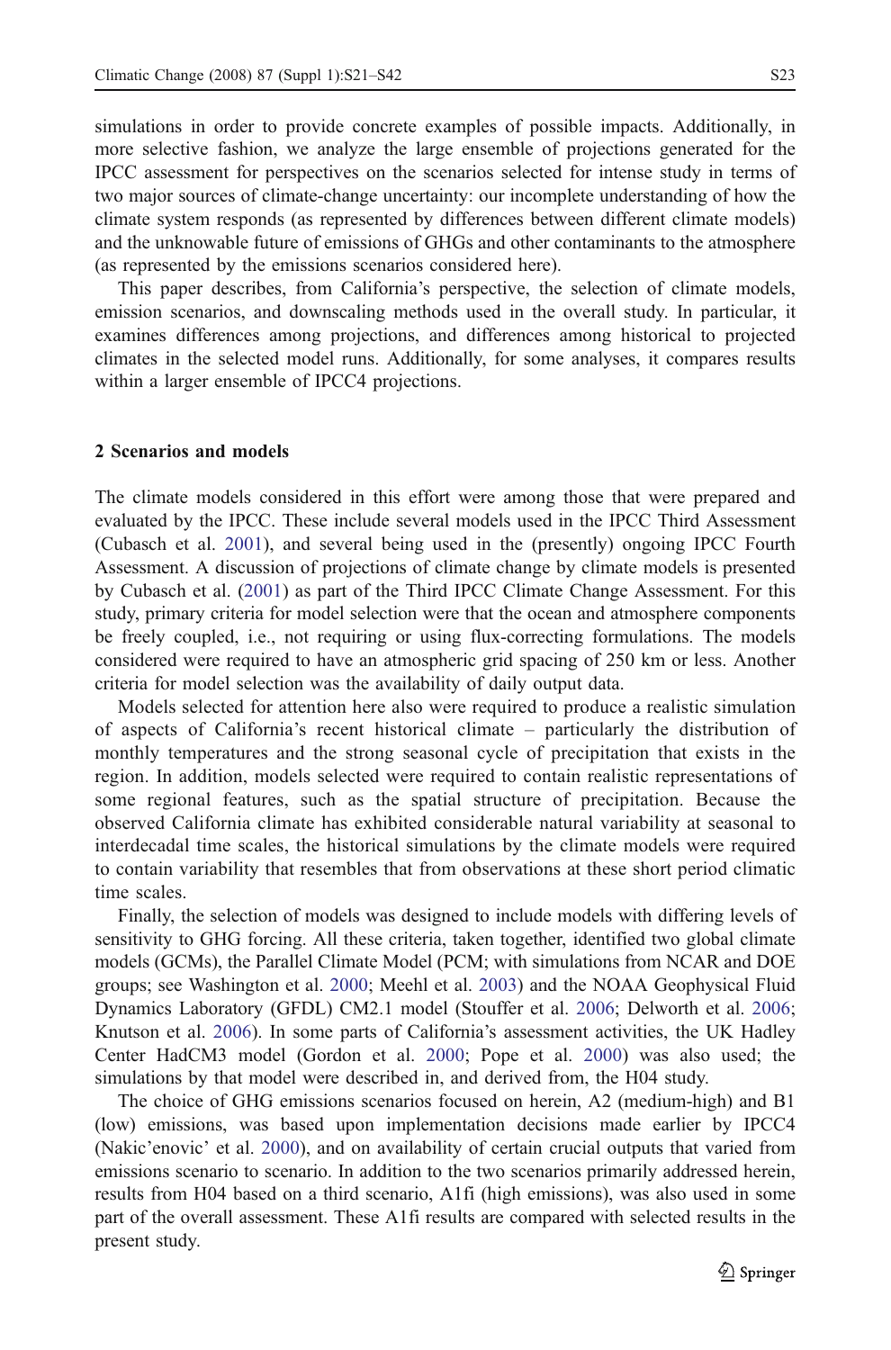simulations in order to provide concrete examples of possible impacts. Additionally, in more selective fashion, we analyze the large ensemble of projections generated for the IPCC assessment for perspectives on the scenarios selected for intense study in terms of two major sources of climate-change uncertainty: our incomplete understanding of how the climate system responds (as represented by differences between different climate models) and the unknowable future of emissions of GHGs and other contaminants to the atmosphere (as represented by the emissions scenarios considered here).

This paper describes, from California's perspective, the selection of climate models, emission scenarios, and downscaling methods used in the overall study. In particular, it examines differences among projections, and differences among historical to projected climates in the selected model runs. Additionally, for some analyses, it compares results within a larger ensemble of IPCC4 projections.

## 2 Scenarios and models

The climate models considered in this effort were among those that were prepared and evaluated by the IPCC. These include several models used in the IPCC Third Assessment (Cubasch et al. 2001), and several being used in the (presently) ongoing IPCC Fourth Assessment. A discussion of projections of climate change by climate models is presented by Cubasch et al. (2001) as part of the Third IPCC Climate Change Assessment. For this study, primary criteria for model selection were that the ocean and atmosphere components be freely coupled, i.e., not requiring or using flux-correcting formulations. The models considered were required to have an atmospheric grid spacing of 250 km or less. Another criteria for model selection was the availability of daily output data.

Models selected for attention here also were required to produce a realistic simulation of aspects of California's recent historical climate – particularly the distribution of monthly temperatures and the strong seasonal cycle of precipitation that exists in the region. In addition, models selected were required to contain realistic representations of some regional features, such as the spatial structure of precipitation. Because the observed California climate has exhibited considerable natural variability at seasonal to interdecadal time scales, the historical simulations by the climate models were required to contain variability that resembles that from observations at these short period climatic time scales.

Finally, the selection of models was designed to include models with differing levels of sensitivity to GHG forcing. All these criteria, taken together, identified two global climate models (GCMs), the Parallel Climate Model (PCM; with simulations from NCAR and DOE groups; see Washington et al. 2000; Meehl et al. 2003) and the NOAA Geophysical Fluid Dynamics Laboratory (GFDL) CM2.1 model (Stouffer et al. 2006; Delworth et al. 2006; Knutson et al. 2006). In some parts of California's assessment activities, the UK Hadley Center HadCM3 model (Gordon et al. 2000; Pope et al. 2000) was also used; the simulations by that model were described in, and derived from, the H04 study.

The choice of GHG emissions scenarios focused on herein, A2 (medium-high) and B1 (low) emissions, was based upon implementation decisions made earlier by IPCC4 (Nakic'enovic' et al. 2000), and on availability of certain crucial outputs that varied from emissions scenario to scenario. In addition to the two scenarios primarily addressed herein, results from H04 based on a third scenario, A1fi (high emissions), was also used in some part of the overall assessment. These A1fi results are compared with selected results in the present study.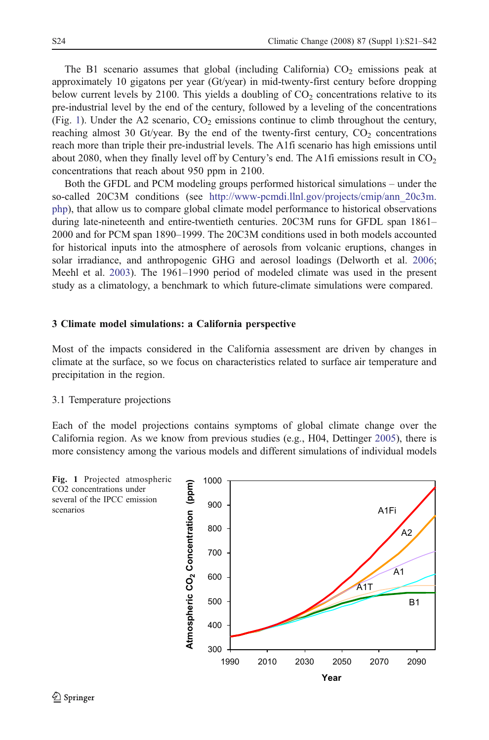The B1 scenario assumes that global (including California) $CO_2$ emissions peak at approximately 10 gigatons per year (Gt/year) in mid-twenty-first century before dropping below current levels by 2100. This yields a doubling of $CO_2$ concentrations relative to its pre-industrial level by the end of the century, followed by a leveling of the concentrations (Fig. 1). Under the A2 scenario, $CO_2$ emissions continue to climb throughout the century, reaching almost 30 Gt/year. By the end of the twenty-first century, $CO_2$ concentrations reach more than triple their pre-industrial levels. The A1fi scenario has high emissions until about 2080, when they finally level off by Century's end. The A1fi emissions result in $CO_2$ concentrations that reach about 950 ppm in 2100.

Both the GFDL and PCM modeling groups performed historical simulations – under the so-called 20C3M conditions (see http://www-pcmdi.llnl.gov/projects/cmip/ann_20c3m.php), that allow us to compare global climate model performance to historical observations during late-nineteenth and entire-twentieth centuries. 20C3M runs for GFDL span 1861–2000 and for PCM span 1890–1999. The 20C3M conditions used in both models accounted for historical inputs into the atmosphere of aerosols from volcanic eruptions, changes in solar irradiance, and anthropogenic GHG and aerosol loadings (Delworth et al. 2006; Meehl et al. 2003). The 1961–1990 period of modeled climate was used in the present study as a climatology, a benchmark to which future-climate simulations were compared.

## 3 Climate model simulations: a California perspective

Most of the impacts considered in the California assessment are driven by changes in climate at the surface, so we focus on characteristics related to surface air temperature and precipitation in the region.

### 3.1 Temperature projections

Each of the model projections contains symptoms of global climate change over the California region. As we know from previous studies (e.g., H04, Dettinger 2005), there is more consistency among the various models and different simulations of individual models

**Fig. 1** Projected atmospheric CO2 concentrations under several of the IPCC emission scenarios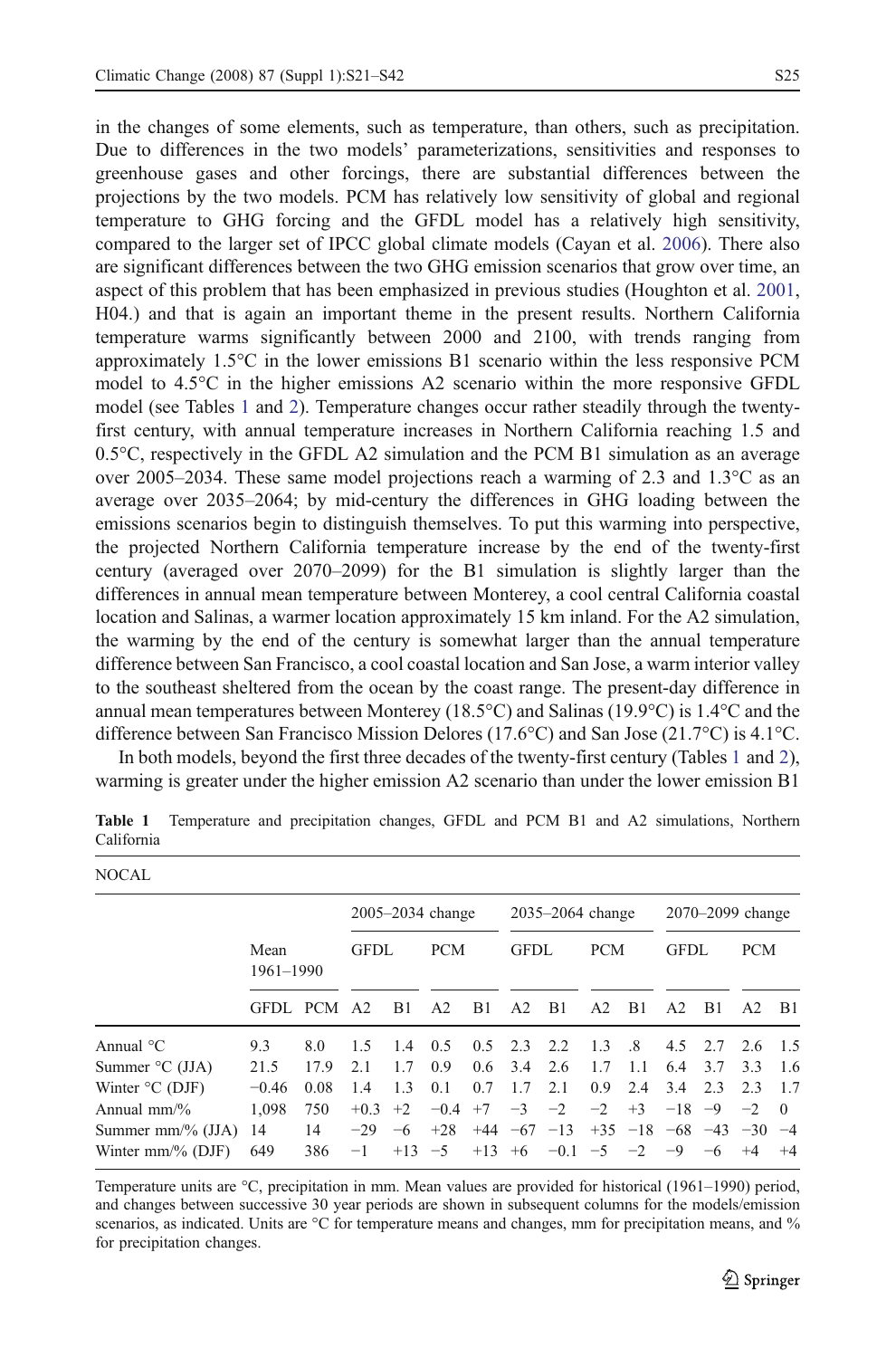in the changes of some elements, such as temperature, than others, such as precipitation. Due to differences in the two models' parameterizations, sensitivities and responses to greenhouse gases and other forcings, there are substantial differences between the projections by the two models. PCM has relatively low sensitivity of global and regional temperature to GHG forcing and the GFDL model has a relatively high sensitivity, compared to the larger set of IPCC global climate models (Cayan et al. 2006). There also are significant differences between the two GHG emission scenarios that grow over time, an aspect of this problem that has been emphasized in previous studies (Houghton et al. 2001, H04.) and that is again an important theme in the present results. Northern California temperature warms significantly between 2000 and 2100, with trends ranging from approximately 1.5°C in the lower emissions B1 scenario within the less responsive PCM model to 4.5°C in the higher emissions A2 scenario within the more responsive GFDL model (see Tables 1 and 2). Temperature changes occur rather steadily through the twenty-first century, with annual temperature increases in Northern California reaching 1.5 and 0.5°C, respectively in the GFDL A2 simulation and the PCM B1 simulation as an average over 2005–2034. These same model projections reach a warming of 2.3 and 1.3°C as an average over 2035–2064; by mid-century the differences in GHG loading between the emissions scenarios begin to distinguish themselves. To put this warming into perspective, the projected Northern California temperature increase by the end of the twenty-first century (averaged over 2070–2099) for the B1 simulation is slightly larger than the differences in annual mean temperature between Monterey, a cool central California coastal location and Salinas, a warmer location approximately 15 km inland. For the A2 simulation, the warming by the end of the century is somewhat larger than the annual temperature difference between San Francisco, a cool coastal location and San Jose, a warm interior valley to the southeast sheltered from the ocean by the coast range. The present-day difference in annual mean temperatures between Monterey (18.5°C) and Salinas (19.9°C) is 1.4°C and the difference between San Francisco Mission Delores (17.6°C) and San Jose (21.7°C) is 4.1°C.

In both models, beyond the first three decades of the twenty-first century (Tables 1 and 2), warming is greater under the higher emission A2 scenario than under the lower emission B1

**Table 1** Temperature and precipitation changes, GFDL and PCM B1 and A2 simulations, Northern California

NOCAL

| | Mean 1961–1990 | | 2005–2034 change | | | | 2035–2064 change | | | | 2070–2099 change | | | |
|---|---|---|---|---|---|---|---|---|---|---|---|---|---|---|
| | | | GFDL | | PCM | | GFDL | | PCM | | GFDL | | PCM | |
| | GFDL | PCM | A2 | B1 | A2 | B1 | A2 | B1 | A2 | B1 | A2 | B1 | A2 | B1 |
| Annual °C | 9.3 | 8.0 | 1.5 | 1.4 | 0.5 | 0.5 | 2.3 | 2.2 | 1.3 | .8 | 4.5 | 2.7 | 2.6 | 1.5 |
| Summer °C (JJA) | 21.5 | 17.9 | 2.1 | 1.7 | 0.9 | 0.6 | 3.4 | 2.6 | 1.7 | 1.1 | 6.4 | 3.7 | 3.3 | 1.6 |
| Winter °C (DJF) | −0.46 | 0.08 | 1.4 | 1.3 | 0.1 | 0.7 | 1.7 | 2.1 | 0.9 | 2.4 | 3.4 | 2.3 | 2.3 | 1.7 |
| Annual mm/% | 1,098 | 750 | +0.3 | +2 | −0.4 | +7 | −3 | −2 | −2 | +3 | −18 | −9 | −2 | 0 |
| Summer mm/% (JJA) | 14 | 14 | −29 | −6 | +28 | +44 | −67 | −13 | +35 | −18 | −68 | −43 | −30 | −4 |
| Winter mm/% (DJF) | 649 | 386 | −1 | +13 | −5 | +13 | +6 | −0.1 | −5 | −2 | −9 | −6 | +4 | +4 |

Temperature units are °C, precipitation in mm. Mean values are provided for historical (1961–1990) period, and changes between successive 30 year periods are shown in subsequent columns for the models/emission scenarios, as indicated. Units are °C for temperature means and changes, mm for precipitation means, and % for precipitation changes.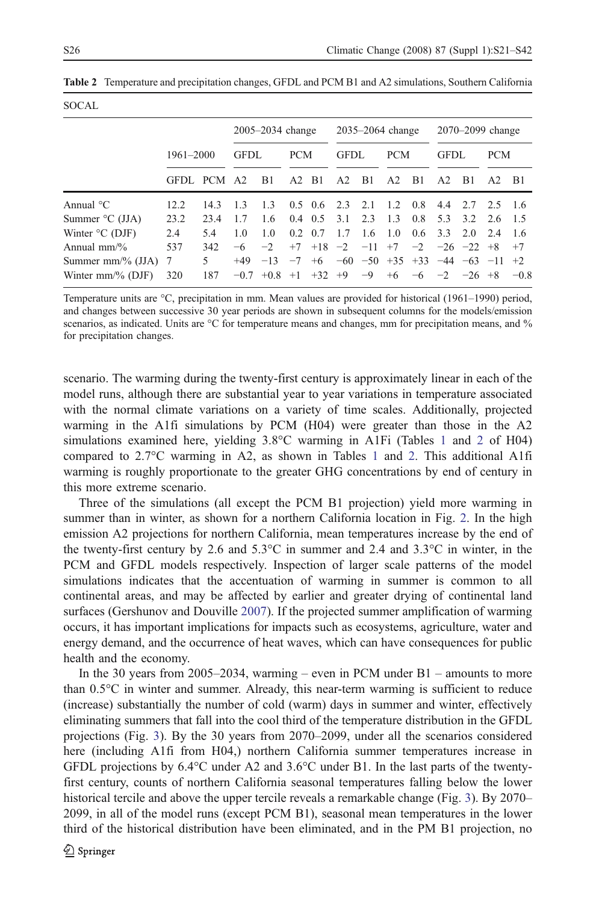**Table 2** Temperature and precipitation changes, GFDL and PCM B1 and A2 simulations, Southern California

SOCAL

| | 1961–2000 | | 2005–2034 change | | | | 2035–2064 change | | | | 2070–2099 change | | | |
|---|---|---|---|---|---|---|---|---|---|---|---|---|---|---|
| | | | GFDL | | PCM | | GFDL | | PCM | | GFDL | | PCM | |
| | GFDL | PCM | A2 | B1 | A2 | B1 | A2 | B1 | A2 | B1 | A2 | B1 | A2 | B1 |
| Annual °C | 12.2 | 14.3 | 1.3 | 1.3 | 0.5 | 0.6 | 2.3 | 2.1 | 1.2 | 0.8 | 4.4 | 2.7 | 2.5 | 1.6 |
| Summer °C (JJA) | 23.2 | 23.4 | 1.7 | 1.6 | 0.4 | 0.5 | 3.1 | 2.3 | 1.3 | 0.8 | 5.3 | 3.2 | 2.6 | 1.5 |
| Winter °C (DJF) | 2.4 | 5.4 | 1.0 | 1.0 | 0.2 | 0.7 | 1.7 | 1.6 | 1.0 | 0.6 | 3.3 | 2.0 | 2.4 | 1.6 |
| Annual mm/% | 537 | 342 | −6 | −2 | +7 | +18 | −2 | −11 | +7 | −2 | −26 | −22 | +8 | +7 |
| Summer mm/% (JJA) | 7 | 5 | +49 | −13 | −7 | +6 | −60 | −50 | +35 | +33 | −44 | −63 | −11 | +2 |
| Winter mm/% (DJF) | 320 | 187 | −0.7 | +0.8 | +1 | +32 | +9 | −9 | +6 | −6 | −2 | −26 | +8 | −0.8 |

Temperature units are °C, precipitation in mm. Mean values are provided for historical (1961–1990) period, and changes between successive 30 year periods are shown in subsequent columns for the models/emission scenarios, as indicated. Units are °C for temperature means and changes, mm for precipitation means, and % for precipitation changes.

scenario. The warming during the twenty-first century is approximately linear in each of the model runs, although there are substantial year to year variations in temperature associated with the normal climate variations on a variety of time scales. Additionally, projected warming in the A1fi simulations by PCM (H04) were greater than those in the A2 simulations examined here, yielding 3.8°C warming in A1Fi (Tables 1 and 2 of H04) compared to 2.7°C warming in A2, as shown in Tables 1 and 2. This additional A1fi warming is roughly proportionate to the greater GHG concentrations by end of century in this more extreme scenario.

Three of the simulations (all except the PCM B1 projection) yield more warming in summer than in winter, as shown for a northern California location in Fig. 2. In the high emission A2 projections for northern California, mean temperatures increase by the end of the twenty-first century by 2.6 and 5.3°C in summer and 2.4 and 3.3°C in winter, in the PCM and GFDL models respectively. Inspection of larger scale patterns of the model simulations indicates that the accentuation of warming in summer is common to all continental areas, and may be affected by earlier and greater drying of continental land surfaces (Gershunov and Douville 2007). If the projected summer amplification of warming occurs, it has important implications for impacts such as ecosystems, agriculture, water and energy demand, and the occurrence of heat waves, which can have consequences for public health and the economy.

In the 30 years from 2005–2034, warming – even in PCM under B1 – amounts to more than 0.5°C in winter and summer. Already, this near-term warming is sufficient to reduce (increase) substantially the number of cold (warm) days in summer and winter, effectively eliminating summers that fall into the cool third of the temperature distribution in the GFDL projections (Fig. 3). By the 30 years from 2070–2099, under all the scenarios considered here (including A1fi from H04,) northern California summer temperatures increase in GFDL projections by 6.4°C under A2 and 3.6°C under B1. In the last parts of the twenty-first century, counts of northern California seasonal temperatures falling below the lower historical tercile and above the upper tercile reveals a remarkable change (Fig. 3). By 2070–2099, in all of the model runs (except PCM B1), seasonal mean temperatures in the lower third of the historical distribution have been eliminated, and in the PM B1 projection, no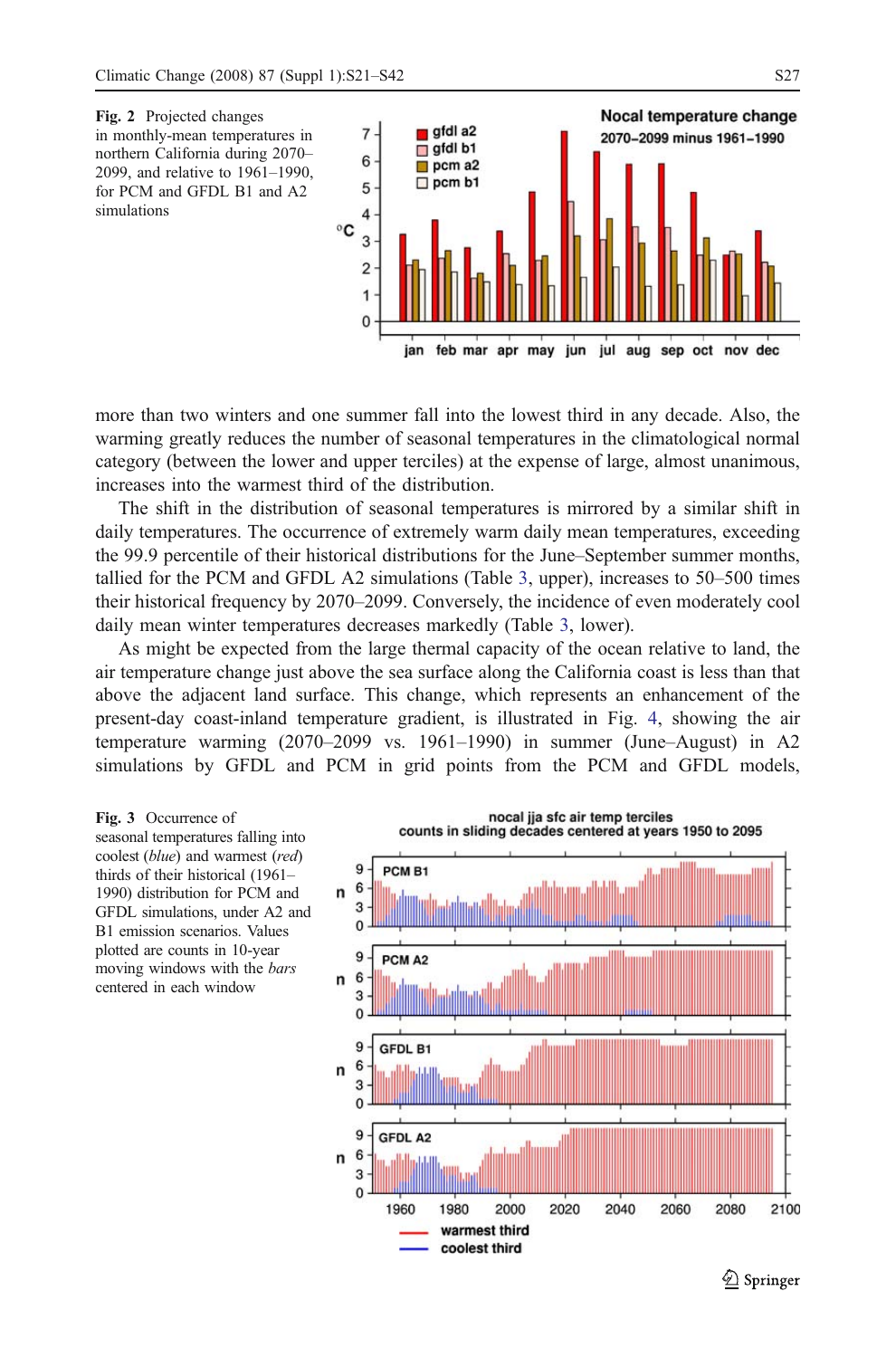Fig. 2 Projected changes in monthly-mean temperatures in northern California during 2070–2099, and relative to 1961–1990, for PCM and GFDL B1 and A2 simulations

more than two winters and one summer fall into the lowest third in any decade. Also, the warming greatly reduces the number of seasonal temperatures in the climatological normal category (between the lower and upper terciles) at the expense of large, almost unanimous, increases into the warmest third of the distribution.

The shift in the distribution of seasonal temperatures is mirrored by a similar shift in daily temperatures. The occurrence of extremely warm daily mean temperatures, exceeding the 99.9 percentile of their historical distributions for the June–September summer months, tallied for the PCM and GFDL A2 simulations (Table 3, upper), increases to 50–500 times their historical frequency by 2070–2099. Conversely, the incidence of even moderately cool daily mean winter temperatures decreases markedly (Table 3, lower).

As might be expected from the large thermal capacity of the ocean relative to land, the air temperature change just above the sea surface along the California coast is less than that above the adjacent land surface. This change, which represents an enhancement of the present-day coast-inland temperature gradient, is illustrated in Fig. 4, showing the air temperature warming (2070–2099 vs. 1961–1990) in summer (June–August) in A2 simulations by GFDL and PCM in grid points from the PCM and GFDL models,

Fig. 3 Occurrence of seasonal temperatures falling into coolest (*blue*) and warmest (*red*) thirds of their historical (1961–1990) distribution for PCM and GFDL simulations, under A2 and B1 emission scenarios. Values plotted are counts in 10-year moving windows with the *bars* centered in each window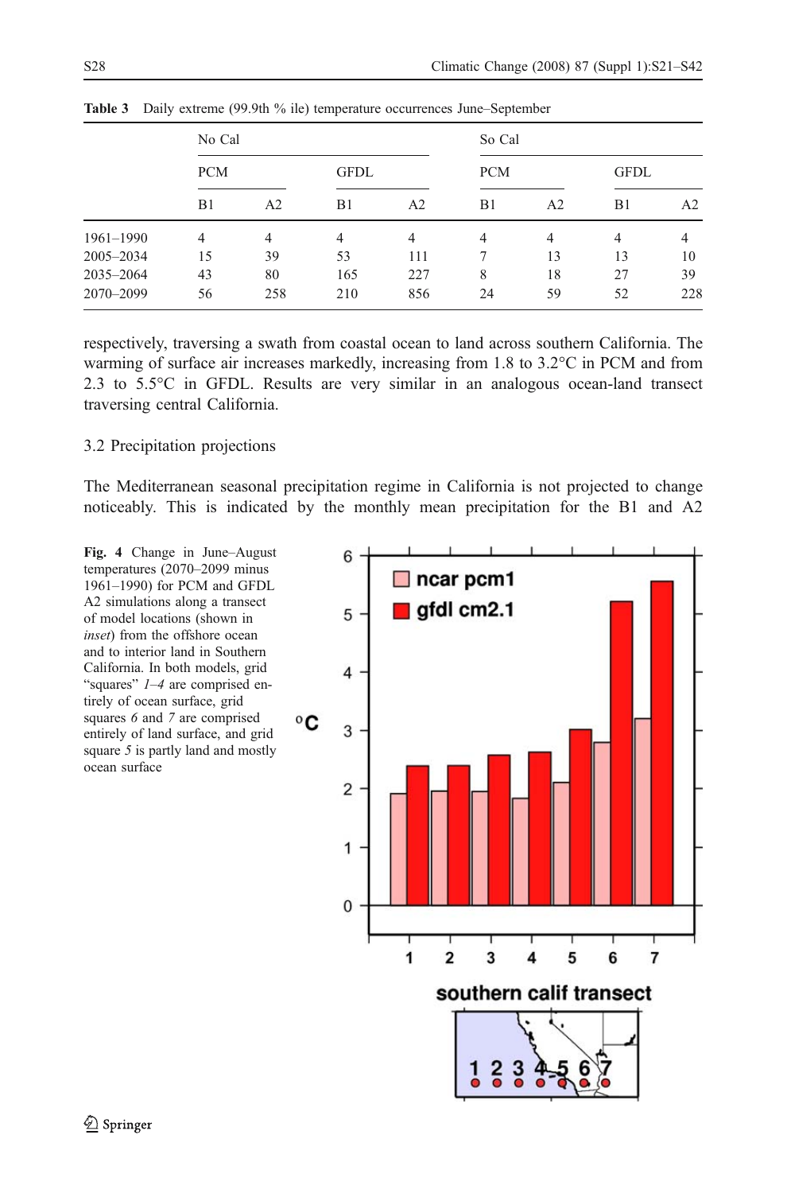**Table 3** Daily extreme (99.9th % ile) temperature occurrences June–September

| | No Cal | | | | So Cal | | | |
|---|---|---|---|---|---|---|---|---|
| | PCM | | GFDL | | PCM | | GFDL | |
| | B1 | A2 | B1 | A2 | B1 | A2 | B1 | A2 |
| 1961–1990 | 4 | 4 | 4 | 4 | 4 | 4 | 4 | 4 |
| 2005–2034 | 15 | 39 | 53 | 111 | 7 | 13 | 13 | 10 |
| 2035–2064 | 43 | 80 | 165 | 227 | 8 | 18 | 27 | 39 |
| 2070–2099 | 56 | 258 | 210 | 856 | 24 | 59 | 52 | 228 |

respectively, traversing a swath from coastal ocean to land across southern California. The warming of surface air increases markedly, increasing from 1.8 to 3.2°C in PCM and from 2.3 to 5.5°C in GFDL. Results are very similar in an analogous ocean-land transect traversing central California.

### 3.2 Precipitation projections

The Mediterranean seasonal precipitation regime in California is not projected to change noticeably. This is indicated by the monthly mean precipitation for the B1 and A2

**Fig. 4** Change in June–August temperatures (2070–2099 minus 1961–1990) for PCM and GFDL A2 simulations along a transect of model locations (shown in *inset*) from the offshore ocean and to interior land in Southern California. In both models, grid "squares" *1–4* are comprised entirely of ocean surface, grid squares *6* and *7* are comprised entirely of land surface, and grid square *5* is partly land and mostly ocean surface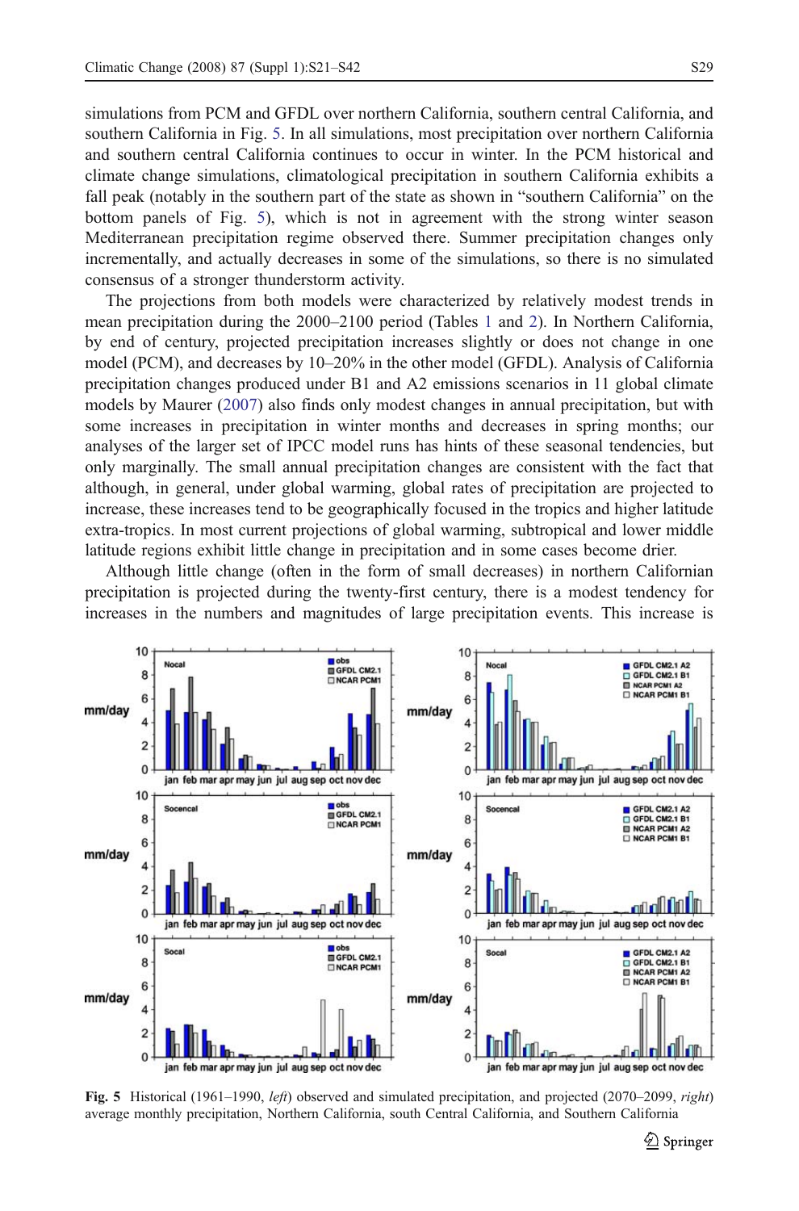simulations from PCM and GFDL over northern California, southern central California, and southern California in Fig. 5. In all simulations, most precipitation over northern California and southern central California continues to occur in winter. In the PCM historical and climate change simulations, climatological precipitation in southern California exhibits a fall peak (notably in the southern part of the state as shown in "southern California" on the bottom panels of Fig. 5), which is not in agreement with the strong winter season Mediterranean precipitation regime observed there. Summer precipitation changes only incrementally, and actually decreases in some of the simulations, so there is no simulated consensus of a stronger thunderstorm activity.

The projections from both models were characterized by relatively modest trends in mean precipitation during the 2000–2100 period (Tables 1 and 2). In Northern California, by end of century, projected precipitation increases slightly or does not change in one model (PCM), and decreases by 10–20% in the other model (GFDL). Analysis of California precipitation changes produced under B1 and A2 emissions scenarios in 11 global climate models by Maurer (2007) also finds only modest changes in annual precipitation, but with some increases in precipitation in winter months and decreases in spring months; our analyses of the larger set of IPCC model runs has hints of these seasonal tendencies, but only marginally. The small annual precipitation changes are consistent with the fact that although, in general, under global warming, global rates of precipitation are projected to increase, these increases tend to be geographically focused in the tropics and higher latitude extra-tropics. In most current projections of global warming, subtropical and lower middle latitude regions exhibit little change in precipitation and in some cases become drier.

Although little change (often in the form of small decreases) in northern Californian precipitation is projected during the twenty-first century, there is a modest tendency for increases in the numbers and magnitudes of large precipitation events. This increase is

**Fig. 5** Historical (1961–1990, *left*) observed and simulated precipitation, and projected (2070–2099, *right*) average monthly precipitation, Northern California, south Central California, and Southern California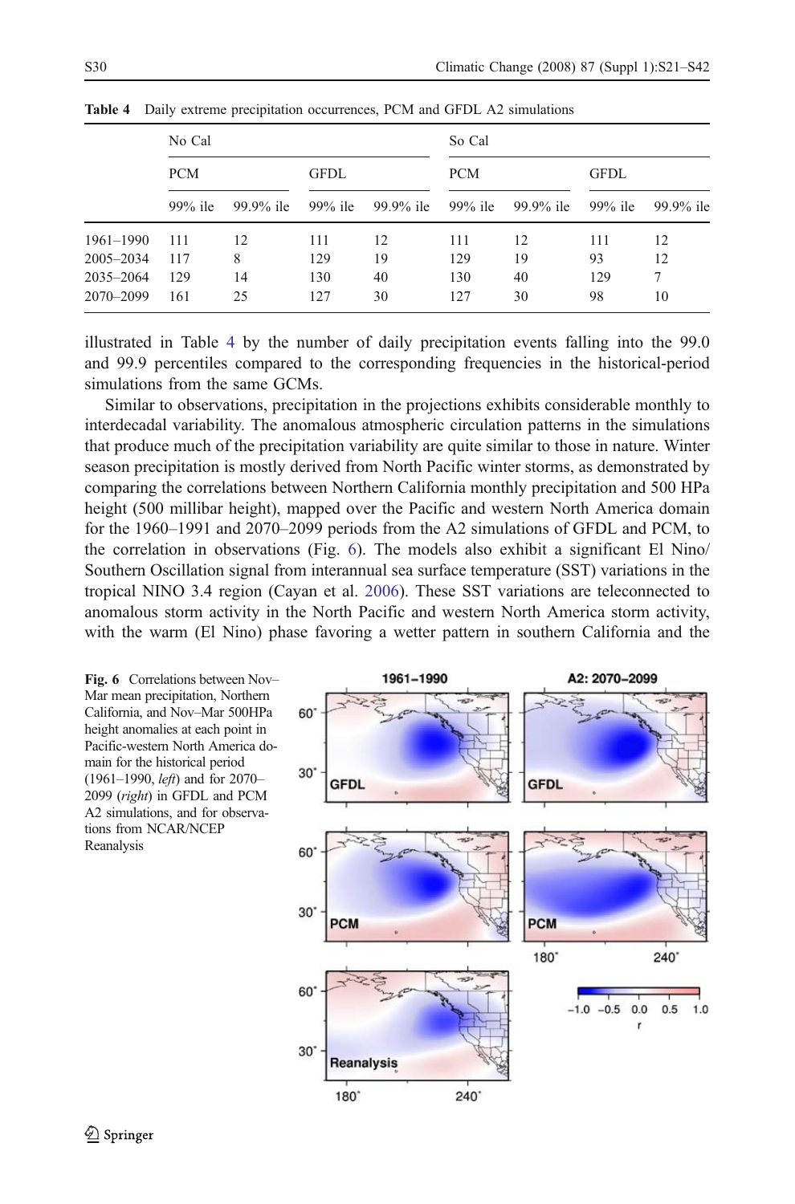**Table 4** Daily extreme precipitation occurrences, PCM and GFDL A2 simulations

| | No Cal | | | | So Cal | | | |
|---|---|---|---|---|---|---|---|---|
| | PCM | | GFDL | | PCM | | GFDL | |
| | 99% ile | 99.9% ile | 99% ile | 99.9% ile | 99% ile | 99.9% ile | 99% ile | 99.9% ile |
| 1961–1990 | 111 | 12 | 111 | 12 | 111 | 12 | 111 | 12 |
| 2005–2034 | 117 | 8 | 129 | 19 | 129 | 19 | 93 | 12 |
| 2035–2064 | 129 | 14 | 130 | 40 | 130 | 40 | 129 | 7 |
| 2070–2099 | 161 | 25 | 127 | 30 | 127 | 30 | 98 | 10 |

illustrated in Table 4 by the number of daily precipitation events falling into the 99.0 and 99.9 percentiles compared to the corresponding frequencies in the historical-period simulations from the same GCMs.

Similar to observations, precipitation in the projections exhibits considerable monthly to interdecadal variability. The anomalous atmospheric circulation patterns in the simulations that produce much of the precipitation variability are quite similar to those in nature. Winter season precipitation is mostly derived from North Pacific winter storms, as demonstrated by comparing the correlations between Northern California monthly precipitation and 500 HPa height (500 millibar height), mapped over the Pacific and western North America domain for the 1960–1991 and 2070–2099 periods from the A2 simulations of GFDL and PCM, to the correlation in observations (Fig. 6). The models also exhibit a significant El Nino/Southern Oscillation signal from interannual sea surface temperature (SST) variations in the tropical NINO 3.4 region (Cayan et al. 2006). These SST variations are teleconnected to anomalous storm activity in the North Pacific and western North America storm activity, with the warm (El Nino) phase favoring a wetter pattern in southern California and the

**Fig. 6** Correlations between Nov–Mar mean precipitation, Northern California, and Nov–Mar 500HPa height anomalies at each point in Pacific-western North America domain for the historical period (1961–1990, *left*) and for 2070–2099 (*right*) in GFDL and PCM A2 simulations, and for observations from NCAR/NCEP Reanalysis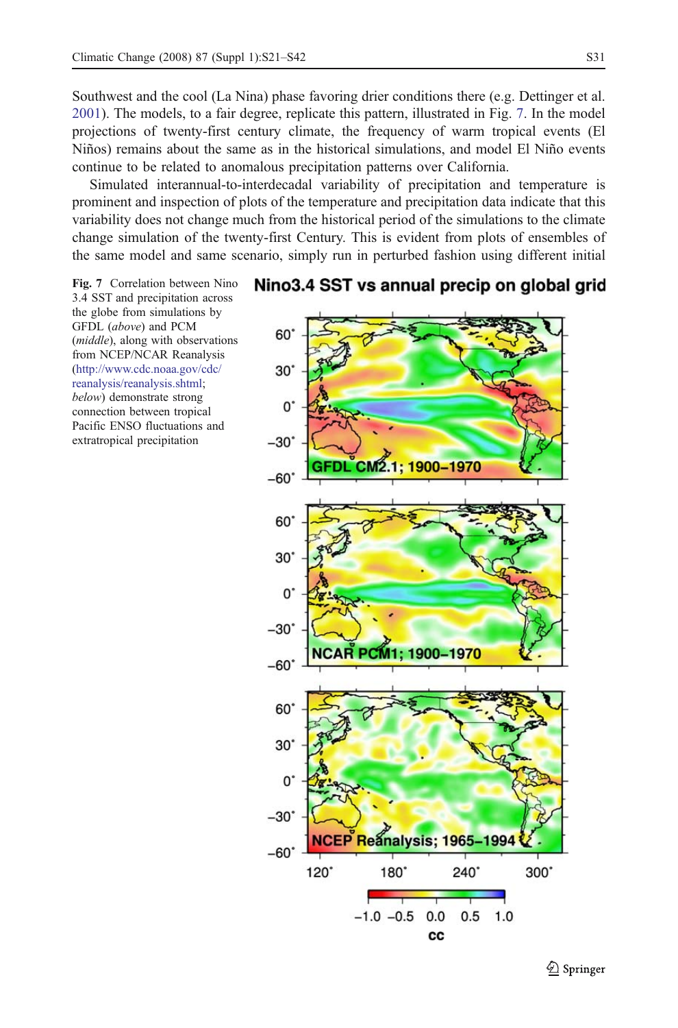Southwest and the cool (La Nina) phase favoring drier conditions there (e.g. Dettinger et al. 2001). The models, to a fair degree, replicate this pattern, illustrated in Fig. 7. In the model projections of twenty-first century climate, the frequency of warm tropical events (El Niños) remains about the same as in the historical simulations, and model El Niño events continue to be related to anomalous precipitation patterns over California.

Simulated interannual-to-interdecadal variability of precipitation and temperature is prominent and inspection of plots of the temperature and precipitation data indicate that this variability does not change much from the historical period of the simulations to the climate change simulation of the twenty-first Century. This is evident from plots of ensembles of the same model and same scenario, simply run in perturbed fashion using different initial

**Fig. 7** Correlation between Nino 3.4 SST and precipitation across the globe from simulations by GFDL (*above*) and PCM (*middle*), along with observations from NCEP/NCAR Reanalysis (http://www.cdc.noaa.gov/cdc/reanalysis/reanalysis.shtml; *below*) demonstrate strong connection between tropical Pacific ENSO fluctuations and extratropical precipitation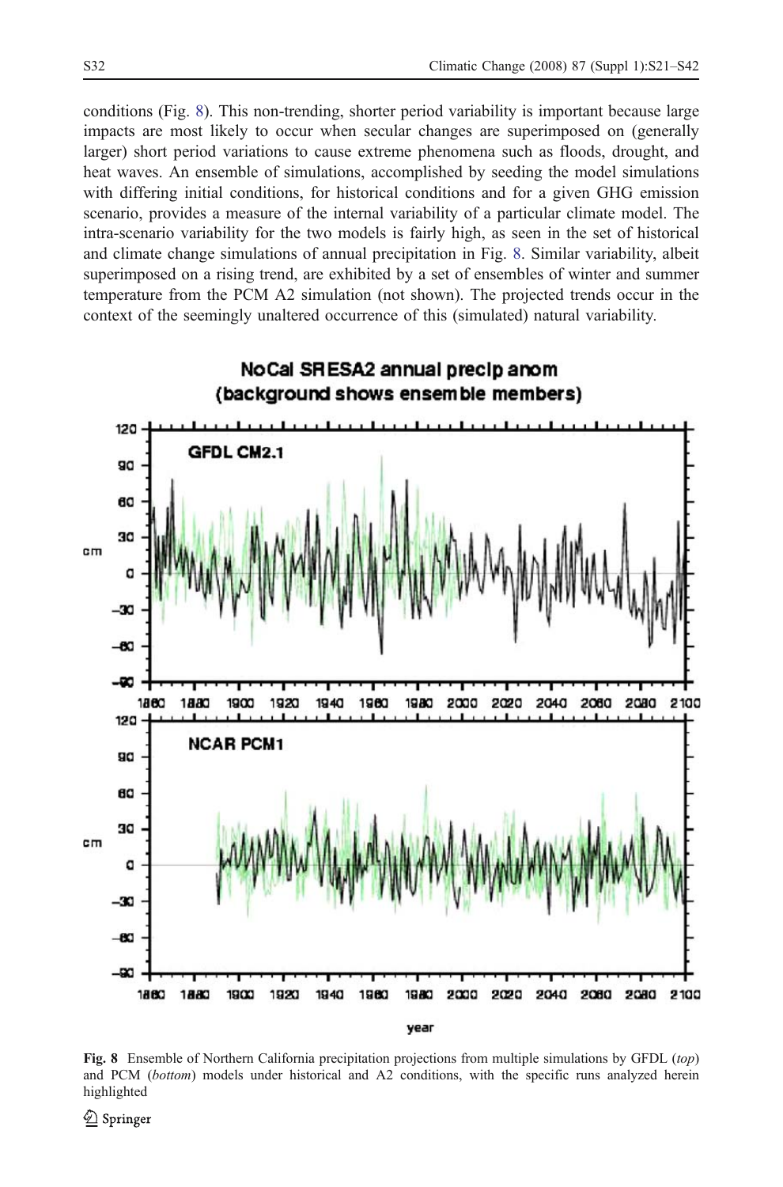conditions (Fig. 8). This non-trending, shorter period variability is important because large impacts are most likely to occur when secular changes are superimposed on (generally larger) short period variations to cause extreme phenomena such as floods, drought, and heat waves. An ensemble of simulations, accomplished by seeding the model simulations with differing initial conditions, for historical conditions and for a given GHG emission scenario, provides a measure of the internal variability of a particular climate model. The intra-scenario variability for the two models is fairly high, as seen in the set of historical and climate change simulations of annual precipitation in Fig. 8. Similar variability, albeit superimposed on a rising trend, are exhibited by a set of ensembles of winter and summer temperature from the PCM A2 simulation (not shown). The projected trends occur in the context of the seemingly unaltered occurrence of this (simulated) natural variability.

**Fig. 8** Ensemble of Northern California precipitation projections from multiple simulations by GFDL (*top*) and PCM (*bottom*) models under historical and A2 conditions, with the specific runs analyzed herein highlighted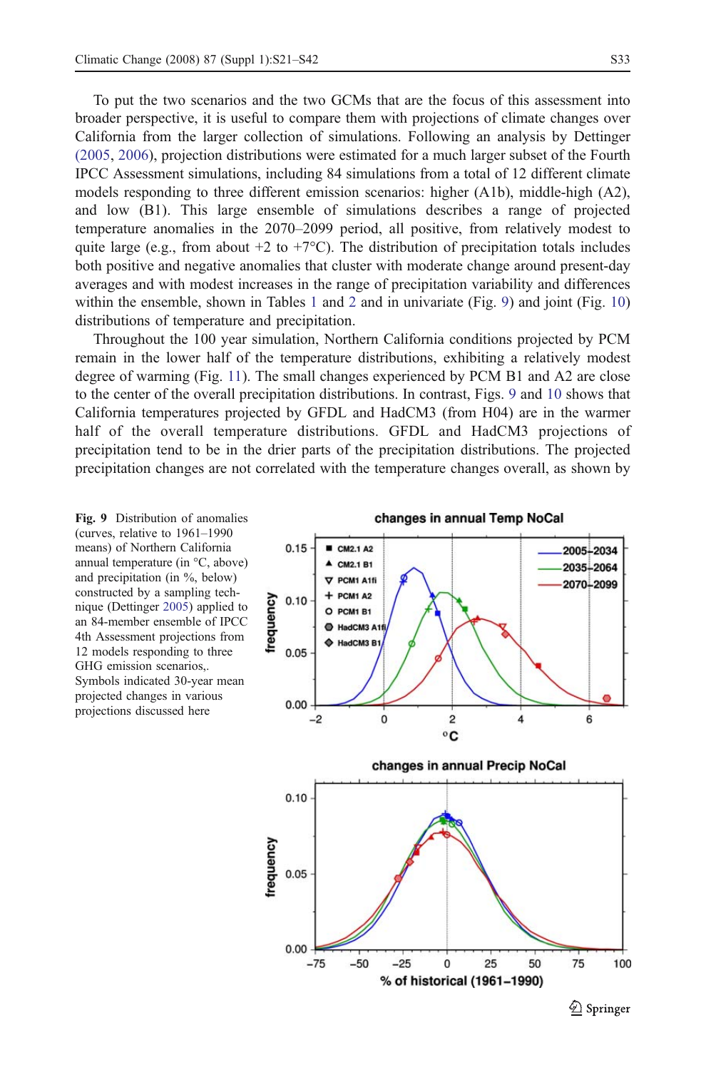To put the two scenarios and the two GCMs that are the focus of this assessment into broader perspective, it is useful to compare them with projections of climate changes over California from the larger collection of simulations. Following an analysis by Dettinger (2005, 2006), projection distributions were estimated for a much larger subset of the Fourth IPCC Assessment simulations, including 84 simulations from a total of 12 different climate models responding to three different emission scenarios: higher (A1b), middle-high (A2), and low (B1). This large ensemble of simulations describes a range of projected temperature anomalies in the 2070–2099 period, all positive, from relatively modest to quite large (e.g., from about +2 to +7°C). The distribution of precipitation totals includes both positive and negative anomalies that cluster with moderate change around present-day averages and with modest increases in the range of precipitation variability and differences within the ensemble, shown in Tables 1 and 2 and in univariate (Fig. 9) and joint (Fig. 10) distributions of temperature and precipitation.

Throughout the 100 year simulation, Northern California conditions projected by PCM remain in the lower half of the temperature distributions, exhibiting a relatively modest degree of warming (Fig. 11). The small changes experienced by PCM B1 and A2 are close to the center of the overall precipitation distributions. In contrast, Figs. 9 and 10 shows that California temperatures projected by GFDL and HadCM3 (from H04) are in the warmer half of the overall temperature distributions. GFDL and HadCM3 projections of precipitation tend to be in the drier parts of the precipitation distributions. The projected precipitation changes are not correlated with the temperature changes overall, as shown by

**Fig. 9** Distribution of anomalies (curves, relative to 1961–1990 means) of Northern California annual temperature (in °C, above) and precipitation (in %, below) constructed by a sampling technique (Dettinger 2005) applied to an 84-member ensemble of IPCC 4th Assessment projections from 12 models responding to three GHG emission scenarios,. Symbols indicated 30-year mean projected changes in various projections discussed here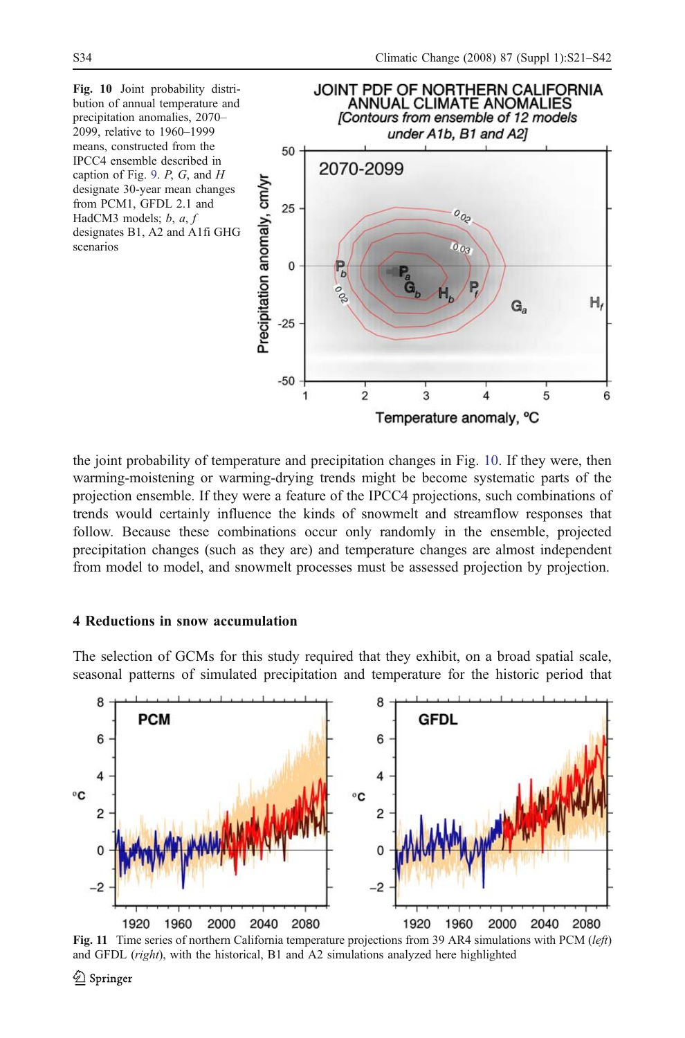**Fig. 10** Joint probability distribution of annual temperature and precipitation anomalies, 2070–2099, relative to 1960–1999 means, constructed from the IPCC4 ensemble described in caption of Fig. 9. *P*, *G*, and *H* designate 30-year mean changes from PCM1, GFDL 2.1 and HadCM3 models; *b*, *a*, *f* designates B1, A2 and A1fi GHG scenarios

the joint probability of temperature and precipitation changes in Fig. 10. If they were, then warming-moistening or warming-drying trends might be become systematic parts of the projection ensemble. If they were a feature of the IPCC4 projections, such combinations of trends would certainly influence the kinds of snowmelt and streamflow responses that follow. Because these combinations occur only randomly in the ensemble, projected precipitation changes (such as they are) and temperature changes are almost independent from model to model, and snowmelt processes must be assessed projection by projection.

## 4 Reductions in snow accumulation

The selection of GCMs for this study required that they exhibit, on a broad spatial scale, seasonal patterns of simulated precipitation and temperature for the historic period that

**Fig. 11** Time series of northern California temperature projections from 39 AR4 simulations with PCM (*left*) and GFDL (*right*), with the historical, B1 and A2 simulations analyzed here highlighted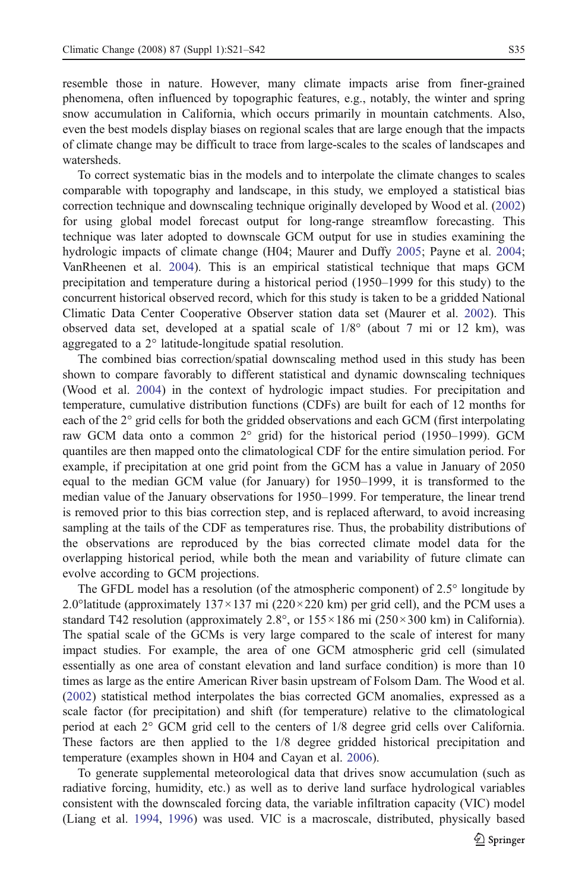resemble those in nature. However, many climate impacts arise from finer-grained phenomena, often influenced by topographic features, e.g., notably, the winter and spring snow accumulation in California, which occurs primarily in mountain catchments. Also, even the best models display biases on regional scales that are large enough that the impacts of climate change may be difficult to trace from large-scales to the scales of landscapes and watersheds.

To correct systematic bias in the models and to interpolate the climate changes to scales comparable with topography and landscape, in this study, we employed a statistical bias correction technique and downscaling technique originally developed by Wood et al. (2002) for using global model forecast output for long-range streamflow forecasting. This technique was later adopted to downscale GCM output for use in studies examining the hydrologic impacts of climate change (H04; Maurer and Duffy 2005; Payne et al. 2004; VanRheenen et al. 2004). This is an empirical statistical technique that maps GCM precipitation and temperature during a historical period (1950–1999 for this study) to the concurrent historical observed record, which for this study is taken to be a gridded National Climatic Data Center Cooperative Observer station data set (Maurer et al. 2002). This observed data set, developed at a spatial scale of 1/8° (about 7 mi or 12 km), was aggregated to a 2° latitude-longitude spatial resolution.

The combined bias correction/spatial downscaling method used in this study has been shown to compare favorably to different statistical and dynamic downscaling techniques (Wood et al. 2004) in the context of hydrologic impact studies. For precipitation and temperature, cumulative distribution functions (CDFs) are built for each of 12 months for each of the 2° grid cells for both the gridded observations and each GCM (first interpolating raw GCM data onto a common 2° grid) for the historical period (1950–1999). GCM quantiles are then mapped onto the climatological CDF for the entire simulation period. For example, if precipitation at one grid point from the GCM has a value in January of 2050 equal to the median GCM value (for January) for 1950–1999, it is transformed to the median value of the January observations for 1950–1999. For temperature, the linear trend is removed prior to this bias correction step, and is replaced afterward, to avoid increasing sampling at the tails of the CDF as temperatures rise. Thus, the probability distributions of the observations are reproduced by the bias corrected climate model data for the overlapping historical period, while both the mean and variability of future climate can evolve according to GCM projections.

The GFDL model has a resolution (of the atmospheric component) of 2.5° longitude by 2.0°latitude (approximately 137×137 mi (220×220 km) per grid cell), and the PCM uses a standard T42 resolution (approximately 2.8°, or 155×186 mi (250×300 km) in California). The spatial scale of the GCMs is very large compared to the scale of interest for many impact studies. For example, the area of one GCM atmospheric grid cell (simulated essentially as one area of constant elevation and land surface condition) is more than 10 times as large as the entire American River basin upstream of Folsom Dam. The Wood et al. (2002) statistical method interpolates the bias corrected GCM anomalies, expressed as a scale factor (for precipitation) and shift (for temperature) relative to the climatological period at each 2° GCM grid cell to the centers of 1/8 degree grid cells over California. These factors are then applied to the 1/8 degree gridded historical precipitation and temperature (examples shown in H04 and Cayan et al. 2006).

To generate supplemental meteorological data that drives snow accumulation (such as radiative forcing, humidity, etc.) as well as to derive land surface hydrological variables consistent with the downscaled forcing data, the variable infiltration capacity (VIC) model (Liang et al. 1994, 1996) was used. VIC is a macroscale, distributed, physically based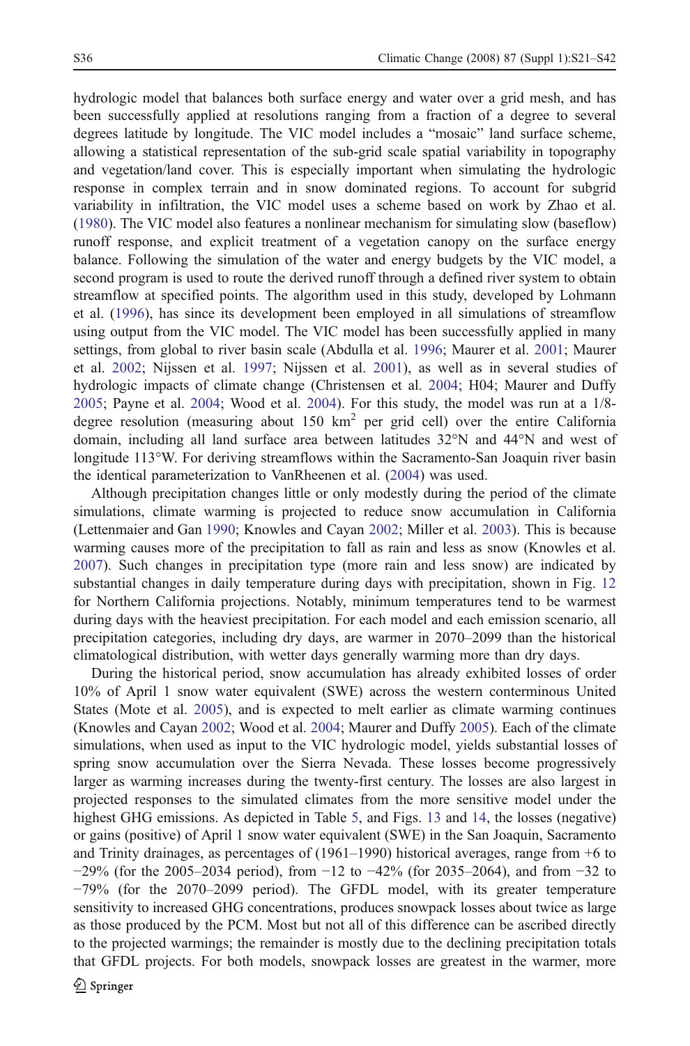hydrologic model that balances both surface energy and water over a grid mesh, and has been successfully applied at resolutions ranging from a fraction of a degree to several degrees latitude by longitude. The VIC model includes a "mosaic" land surface scheme, allowing a statistical representation of the sub-grid scale spatial variability in topography and vegetation/land cover. This is especially important when simulating the hydrologic response in complex terrain and in snow dominated regions. To account for subgrid variability in infiltration, the VIC model uses a scheme based on work by Zhao et al. (1980). The VIC model also features a nonlinear mechanism for simulating slow (baseflow) runoff response, and explicit treatment of a vegetation canopy on the surface energy balance. Following the simulation of the water and energy budgets by the VIC model, a second program is used to route the derived runoff through a defined river system to obtain streamflow at specified points. The algorithm used in this study, developed by Lohmann et al. (1996), has since its development been employed in all simulations of streamflow using output from the VIC model. The VIC model has been successfully applied in many settings, from global to river basin scale (Abdulla et al. 1996; Maurer et al. 2001; Maurer et al. 2002; Nijssen et al. 1997; Nijssen et al. 2001), as well as in several studies of hydrologic impacts of climate change (Christensen et al. 2004; H04; Maurer and Duffy 2005; Payne et al. 2004; Wood et al. 2004). For this study, the model was run at a 1/8-degree resolution (measuring about 150 km$^2$ per grid cell) over the entire California domain, including all land surface area between latitudes 32°N and 44°N and west of longitude 113°W. For deriving streamflows within the Sacramento-San Joaquin river basin the identical parameterization to VanRheenen et al. (2004) was used.

Although precipitation changes little or only modestly during the period of the climate simulations, climate warming is projected to reduce snow accumulation in California (Lettenmaier and Gan 1990; Knowles and Cayan 2002; Miller et al. 2003). This is because warming causes more of the precipitation to fall as rain and less as snow (Knowles et al. 2007). Such changes in precipitation type (more rain and less snow) are indicated by substantial changes in daily temperature during days with precipitation, shown in Fig. 12 for Northern California projections. Notably, minimum temperatures tend to be warmest during days with the heaviest precipitation. For each model and each emission scenario, all precipitation categories, including dry days, are warmer in 2070–2099 than the historical climatological distribution, with wetter days generally warming more than dry days.

During the historical period, snow accumulation has already exhibited losses of order 10% of April 1 snow water equivalent (SWE) across the western conterminous United States (Mote et al. 2005), and is expected to melt earlier as climate warming continues (Knowles and Cayan 2002; Wood et al. 2004; Maurer and Duffy 2005). Each of the climate simulations, when used as input to the VIC hydrologic model, yields substantial losses of spring snow accumulation over the Sierra Nevada. These losses become progressively larger as warming increases during the twenty-first century. The losses are also largest in projected responses to the simulated climates from the more sensitive model under the highest GHG emissions. As depicted in Table 5, and Figs. 13 and 14, the losses (negative) or gains (positive) of April 1 snow water equivalent (SWE) in the San Joaquin, Sacramento and Trinity drainages, as percentages of (1961–1990) historical averages, range from +6 to −29% (for the 2005–2034 period), from −12 to −42% (for 2035–2064), and from −32 to −79% (for the 2070–2099 period). The GFDL model, with its greater temperature sensitivity to increased GHG concentrations, produces snowpack losses about twice as large as those produced by the PCM. Most but not all of this difference can be ascribed directly to the projected warmings; the remainder is mostly due to the declining precipitation totals that GFDL projects. For both models, snowpack losses are greatest in the warmer, more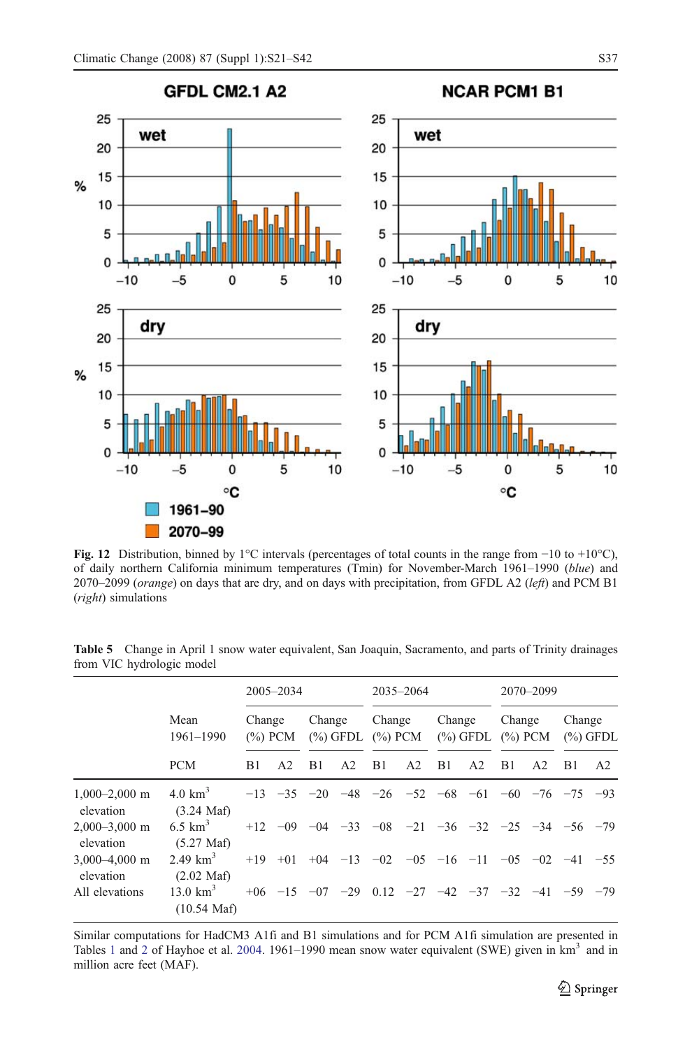**Fig. 12** Distribution, binned by 1°C intervals (percentages of total counts in the range from −10 to +10°C), of daily northern California minimum temperatures (Tmin) for November-March 1961–1990 (*blue*) and 2070–2099 (*orange*) on days that are dry, and on days with precipitation, from GFDL A2 (*left*) and PCM B1 (*right*) simulations

**Table 5** Change in April 1 snow water equivalent, San Joaquin, Sacramento, and parts of Trinity drainages from VIC hydrologic model

| | Mean 1961–1990 | 2005–2034 | | | | 2035–2064 | | | | 2070–2099 | | | |
|---|---|---|---|---|---|---|---|---|---|---|---|---|---|
| | | Change (%) PCM | | Change (%) GFDL | | Change (%) PCM | | Change (%) GFDL | | Change (%) PCM | | Change (%) GFDL | |
| | PCM | B1 | A2 | B1 | A2 | B1 | A2 | B1 | A2 | B1 | A2 | B1 | A2 |
| 1,000–2,000 m elevation | 4.0 $km^3$ (3.24 Maf) | −13 | −35 | −20 | −48 | −26 | −52 | −68 | −61 | −60 | −76 | −75 | −93 |
| 2,000–3,000 m elevation | 6.5 $km^3$ (5.27 Maf) | +12 | −09 | −04 | −33 | −08 | −21 | −36 | −32 | −25 | −34 | −56 | −79 |
| 3,000–4,000 m elevation | 2.49 $km^3$ (2.02 Maf) | +19 | +01 | +04 | −13 | −02 | −05 | −16 | −11 | −05 | −02 | −41 | −55 |
| All elevations | 13.0 $km^3$ (10.54 Maf) | +06 | −15 | −07 | −29 | 0.12 | −27 | −42 | −37 | −32 | −41 | −59 | −79 |

Similar computations for HadCM3 A1fi and B1 simulations and for PCM A1fi simulation are presented in Tables 1 and 2 of Hayhoe et al. 2004. 1961–1990 mean snow water equivalent (SWE) given in $km^3$ and in million acre feet (MAF).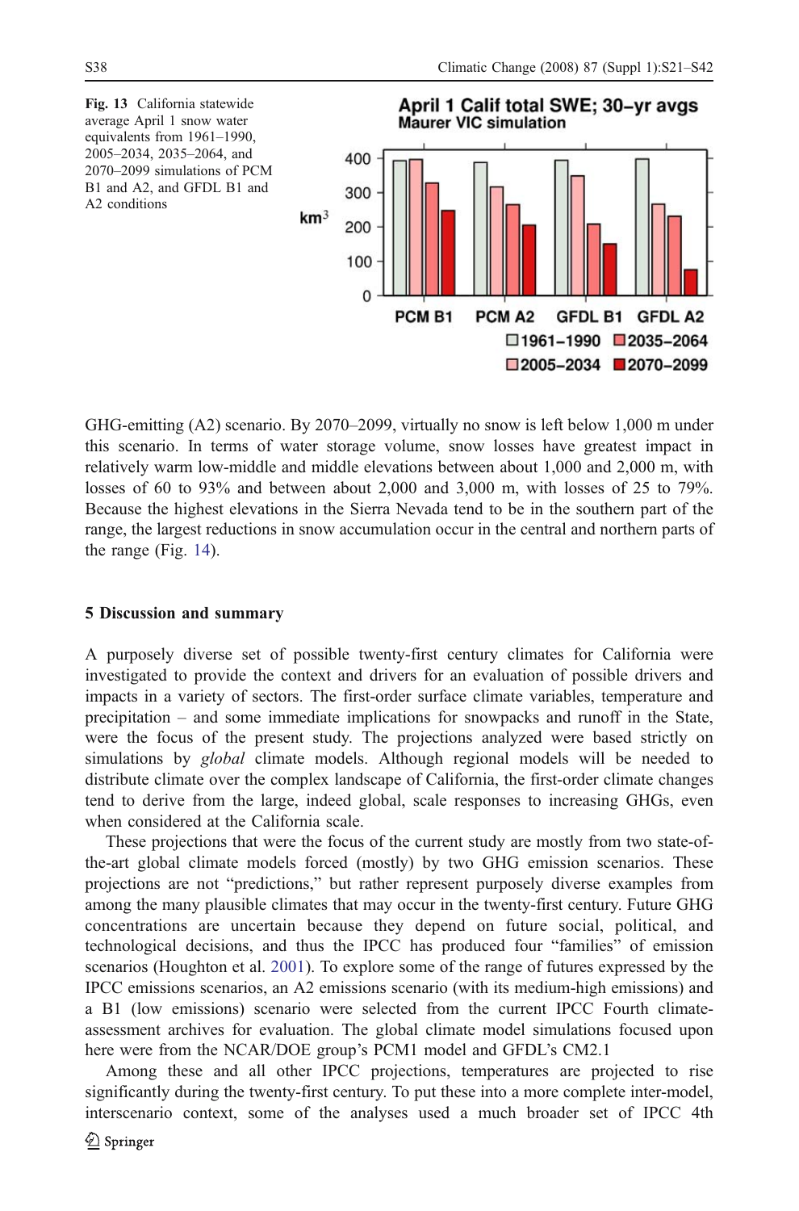Fig. 13 California statewide average April 1 snow water equivalents from 1961–1990, 2005–2034, 2035–2064, and 2070–2099 simulations of PCM B1 and A2, and GFDL B1 and A2 conditions

GHG-emitting (A2) scenario. By 2070–2099, virtually no snow is left below 1,000 m under this scenario. In terms of water storage volume, snow losses have greatest impact in relatively warm low-middle and middle elevations between about 1,000 and 2,000 m, with losses of 60 to 93% and between about 2,000 and 3,000 m, with losses of 25 to 79%. Because the highest elevations in the Sierra Nevada tend to be in the southern part of the range, the largest reductions in snow accumulation occur in the central and northern parts of the range (Fig. 14).

## 5 Discussion and summary

A purposely diverse set of possible twenty-first century climates for California were investigated to provide the context and drivers for an evaluation of possible drivers and impacts in a variety of sectors. The first-order surface climate variables, temperature and precipitation – and some immediate implications for snowpacks and runoff in the State, were the focus of the present study. The projections analyzed were based strictly on simulations by *global* climate models. Although regional models will be needed to distribute climate over the complex landscape of California, the first-order climate changes tend to derive from the large, indeed global, scale responses to increasing GHGs, even when considered at the California scale.

These projections that were the focus of the current study are mostly from two state-of-the-art global climate models forced (mostly) by two GHG emission scenarios. These projections are not "predictions," but rather represent purposely diverse examples from among the many plausible climates that may occur in the twenty-first century. Future GHG concentrations are uncertain because they depend on future social, political, and technological decisions, and thus the IPCC has produced four "families" of emission scenarios (Houghton et al. 2001). To explore some of the range of futures expressed by the IPCC emissions scenarios, an A2 emissions scenario (with its medium-high emissions) and a B1 (low emissions) scenario were selected from the current IPCC Fourth climate-assessment archives for evaluation. The global climate model simulations focused upon here were from the NCAR/DOE group's PCM1 model and GFDL's CM2.1

Among these and all other IPCC projections, temperatures are projected to rise significantly during the twenty-first century. To put these into a more complete inter-model, interscenario context, some of the analyses used a much broader set of IPCC 4th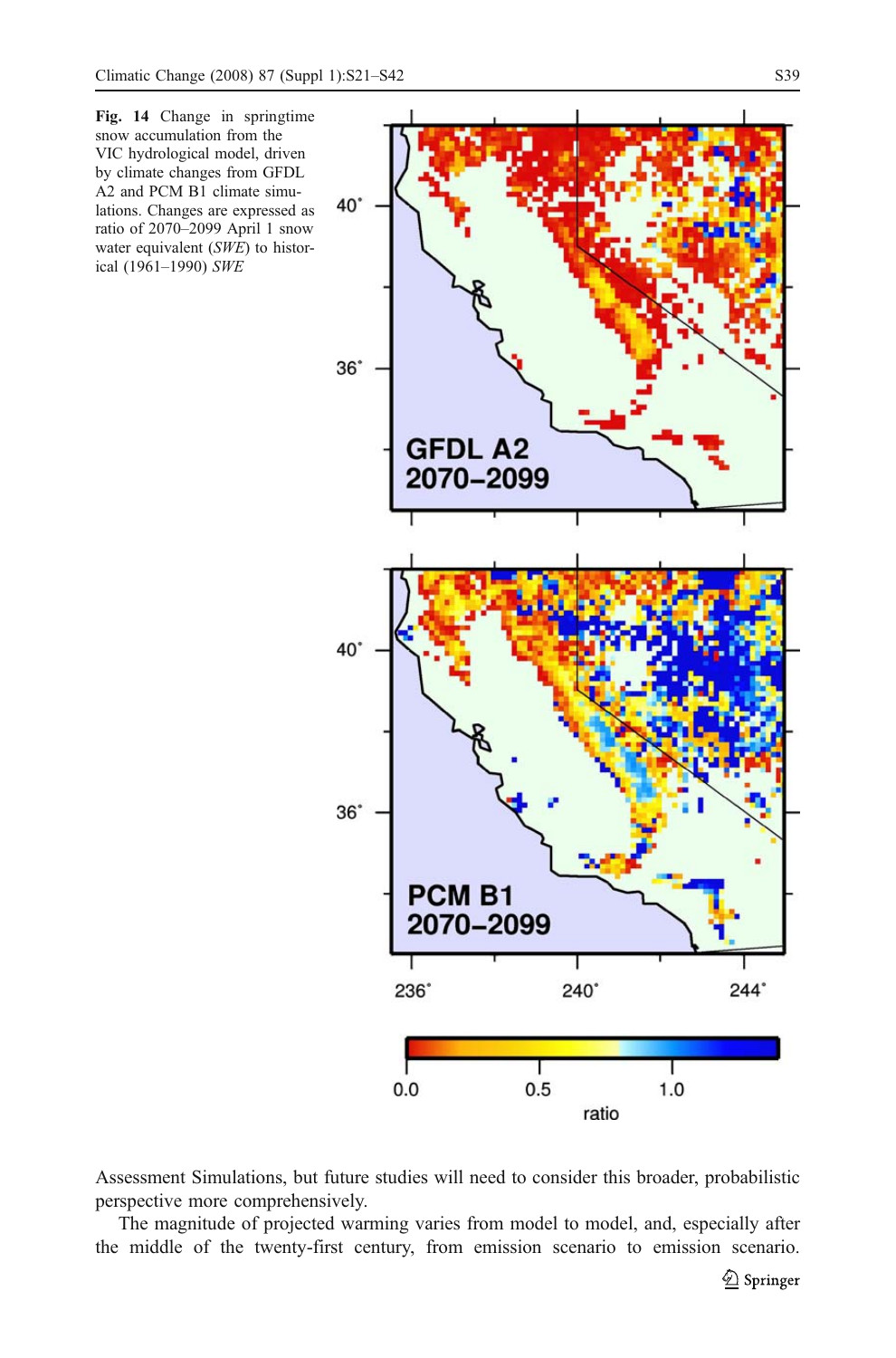**Fig. 14** Change in springtime snow accumulation from the VIC hydrological model, driven by climate changes from GFDL A2 and PCM B1 climate simulations. Changes are expressed as ratio of 2070–2099 April 1 snow water equivalent (*SWE*) to historical (1961–1990) *SWE*

Assessment Simulations, but future studies will need to consider this broader, probabilistic perspective more comprehensively.

The magnitude of projected warming varies from model to model, and, especially after the middle of the twenty-first century, from emission scenario to emission scenario.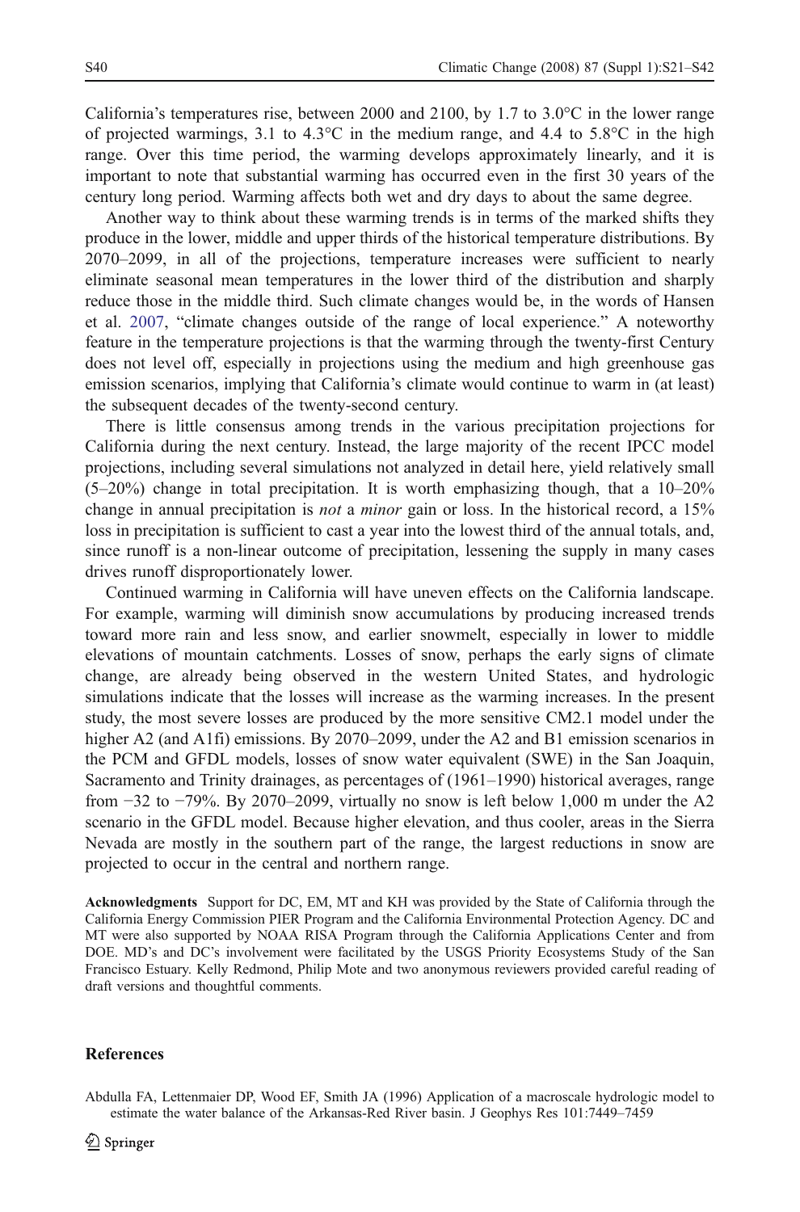California's temperatures rise, between 2000 and 2100, by 1.7 to 3.0°C in the lower range of projected warmings, 3.1 to 4.3°C in the medium range, and 4.4 to 5.8°C in the high range. Over this time period, the warming develops approximately linearly, and it is important to note that substantial warming has occurred even in the first 30 years of the century long period. Warming affects both wet and dry days to about the same degree.

Another way to think about these warming trends is in terms of the marked shifts they produce in the lower, middle and upper thirds of the historical temperature distributions. By 2070–2099, in all of the projections, temperature increases were sufficient to nearly eliminate seasonal mean temperatures in the lower third of the distribution and sharply reduce those in the middle third. Such climate changes would be, in the words of Hansen et al. 2007, "climate changes outside of the range of local experience." A noteworthy feature in the temperature projections is that the warming through the twenty-first Century does not level off, especially in projections using the medium and high greenhouse gas emission scenarios, implying that California's climate would continue to warm in (at least) the subsequent decades of the twenty-second century.

There is little consensus among trends in the various precipitation projections for California during the next century. Instead, the large majority of the recent IPCC model projections, including several simulations not analyzed in detail here, yield relatively small (5–20%) change in total precipitation. It is worth emphasizing though, that a 10–20% change in annual precipitation is *not* a *minor* gain or loss. In the historical record, a 15% loss in precipitation is sufficient to cast a year into the lowest third of the annual totals, and, since runoff is a non-linear outcome of precipitation, lessening the supply in many cases drives runoff disproportionately lower.

Continued warming in California will have uneven effects on the California landscape. For example, warming will diminish snow accumulations by producing increased trends toward more rain and less snow, and earlier snowmelt, especially in lower to middle elevations of mountain catchments. Losses of snow, perhaps the early signs of climate change, are already being observed in the western United States, and hydrologic simulations indicate that the losses will increase as the warming increases. In the present study, the most severe losses are produced by the more sensitive CM2.1 model under the higher A2 (and A1fi) emissions. By 2070–2099, under the A2 and B1 emission scenarios in the PCM and GFDL models, losses of snow water equivalent (SWE) in the San Joaquin, Sacramento and Trinity drainages, as percentages of (1961–1990) historical averages, range from −32 to −79%. By 2070–2099, virtually no snow is left below 1,000 m under the A2 scenario in the GFDL model. Because higher elevation, and thus cooler, areas in the Sierra Nevada are mostly in the southern part of the range, the largest reductions in snow are projected to occur in the central and northern range.

**Acknowledgments** Support for DC, EM, MT and KH was provided by the State of California through the California Energy Commission PIER Program and the California Environmental Protection Agency. DC and MT were also supported by NOAA RISA Program through the California Applications Center and from DOE. MD's and DC's involvement were facilitated by the USGS Priority Ecosystems Study of the San Francisco Estuary. Kelly Redmond, Philip Mote and two anonymous reviewers provided careful reading of draft versions and thoughtful comments.

## References

Abdulla FA, Lettenmaier DP, Wood EF, Smith JA (1996) Application of a macroscale hydrologic model to estimate the water balance of the Arkansas-Red River basin. J Geophys Res 101:7449–7459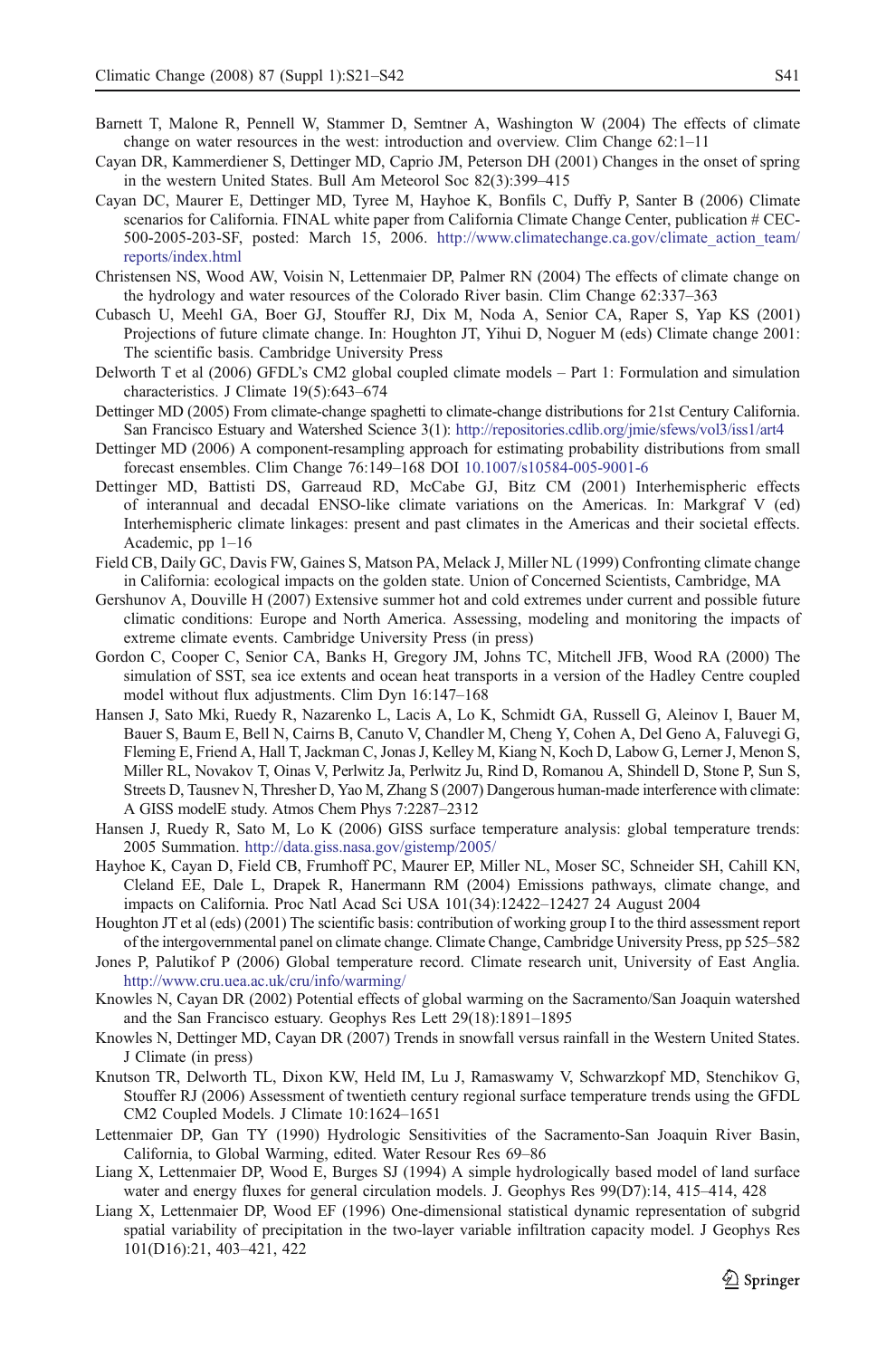Barnett T, Malone R, Pennell W, Stammer D, Semtner A, Washington W (2004) The effects of climate change on water resources in the west: introduction and overview. Clim Change 62:1–11

Cayan DR, Kammerdiener S, Dettinger MD, Caprio JM, Peterson DH (2001) Changes in the onset of spring in the western United States. Bull Am Meteorol Soc 82(3):399–415

Cayan DC, Maurer E, Dettinger MD, Tyree M, Hayhoe K, Bonfils C, Duffy P, Santer B (2006) Climate scenarios for California. FINAL white paper from California Climate Change Center, publication # CEC-500-2005-203-SF, posted: March 15, 2006. http://www.climatechange.ca.gov/climate_action_team/reports/index.html

Christensen NS, Wood AW, Voisin N, Lettenmaier DP, Palmer RN (2004) The effects of climate change on the hydrology and water resources of the Colorado River basin. Clim Change 62:337–363

Cubasch U, Meehl GA, Boer GJ, Stouffer RJ, Dix M, Noda A, Senior CA, Raper S, Yap KS (2001) Projections of future climate change. In: Houghton JT, Yihui D, Noguer M (eds) Climate change 2001: The scientific basis. Cambridge University Press

Delworth T et al (2006) GFDL's CM2 global coupled climate models – Part 1: Formulation and simulation characteristics. J Climate 19(5):643–674

Dettinger MD (2005) From climate-change spaghetti to climate-change distributions for 21st Century California. San Francisco Estuary and Watershed Science 3(1): http://repositories.cdlib.org/jmie/sfews/vol3/iss1/art4

Dettinger MD (2006) A component-resampling approach for estimating probability distributions from small forecast ensembles. Clim Change 76:149–168 DOI 10.1007/s10584-005-9001-6

Dettinger MD, Battisti DS, Garreaud RD, McCabe GJ, Bitz CM (2001) Interhemispheric effects of interannual and decadal ENSO-like climate variations on the Americas. In: Markgraf V (ed) Interhemispheric climate linkages: present and past climates in the Americas and their societal effects. Academic, pp 1–16

Field CB, Daily GC, Davis FW, Gaines S, Matson PA, Melack J, Miller NL (1999) Confronting climate change in California: ecological impacts on the golden state. Union of Concerned Scientists, Cambridge, MA

Gershunov A, Douville H (2007) Extensive summer hot and cold extremes under current and possible future climatic conditions: Europe and North America. Assessing, modeling and monitoring the impacts of extreme climate events. Cambridge University Press (in press)

Gordon C, Cooper C, Senior CA, Banks H, Gregory JM, Johns TC, Mitchell JFB, Wood RA (2000) The simulation of SST, sea ice extents and ocean heat transports in a version of the Hadley Centre coupled model without flux adjustments. Clim Dyn 16:147–168

Hansen J, Sato Mki, Ruedy R, Nazarenko L, Lacis A, Lo K, Schmidt GA, Russell G, Aleinov I, Bauer M, Bauer S, Baum E, Bell N, Cairns B, Canuto V, Chandler M, Cheng Y, Cohen A, Del Geno A, Faluvegi G, Fleming E, Friend A, Hall T, Jackman C, Jonas J, Kelley M, Kiang N, Koch D, Labow G, Lerner J, Menon S, Miller RL, Novakov T, Oinas V, Perlwitz Ja, Perlwitz Ju, Rind D, Romanou A, Shindell D, Stone P, Sun S, Streets D, Tausnev N, Thresher D, Yao M, Zhang S (2007) Dangerous human-made interference with climate: A GISS modelE study. Atmos Chem Phys 7:2287–2312

Hansen J, Ruedy R, Sato M, Lo K (2006) GISS surface temperature analysis: global temperature trends: 2005 Summation. http://data.giss.nasa.gov/gistemp/2005/

Hayhoe K, Cayan D, Field CB, Frumhoff PC, Maurer EP, Miller NL, Moser SC, Schneider SH, Cahill KN, Cleland EE, Dale L, Drapek R, Hanermann RM (2004) Emissions pathways, climate change, and impacts on California. Proc Natl Acad Sci USA 101(34):12422–12427 24 August 2004

Houghton JT et al (eds) (2001) The scientific basis: contribution of working group I to the third assessment report of the intergovernmental panel on climate change. Climate Change, Cambridge University Press, pp 525–582

Jones P, Palutikof P (2006) Global temperature record. Climate research unit, University of East Anglia. http://www.cru.uea.ac.uk/cru/info/warming/

Knowles N, Cayan DR (2002) Potential effects of global warming on the Sacramento/San Joaquin watershed and the San Francisco estuary. Geophys Res Lett 29(18):1891–1895

Knowles N, Dettinger MD, Cayan DR (2007) Trends in snowfall versus rainfall in the Western United States. J Climate (in press)

Knutson TR, Delworth TL, Dixon KW, Held IM, Lu J, Ramaswamy V, Schwarzkopf MD, Stenchikov G, Stouffer RJ (2006) Assessment of twentieth century regional surface temperature trends using the GFDL CM2 Coupled Models. J Climate 10:1624–1651

Lettenmaier DP, Gan TY (1990) Hydrologic Sensitivities of the Sacramento-San Joaquin River Basin, California, to Global Warming, edited. Water Resour Res 69–86

Liang X, Lettenmaier DP, Wood E, Burges SJ (1994) A simple hydrologically based model of land surface water and energy fluxes for general circulation models. J. Geophys Res 99(D7):14, 415–414, 428

Liang X, Lettenmaier DP, Wood EF (1996) One-dimensional statistical dynamic representation of subgrid spatial variability of precipitation in the two-layer variable infiltration capacity model. J Geophys Res 101(D16):21, 403–421, 422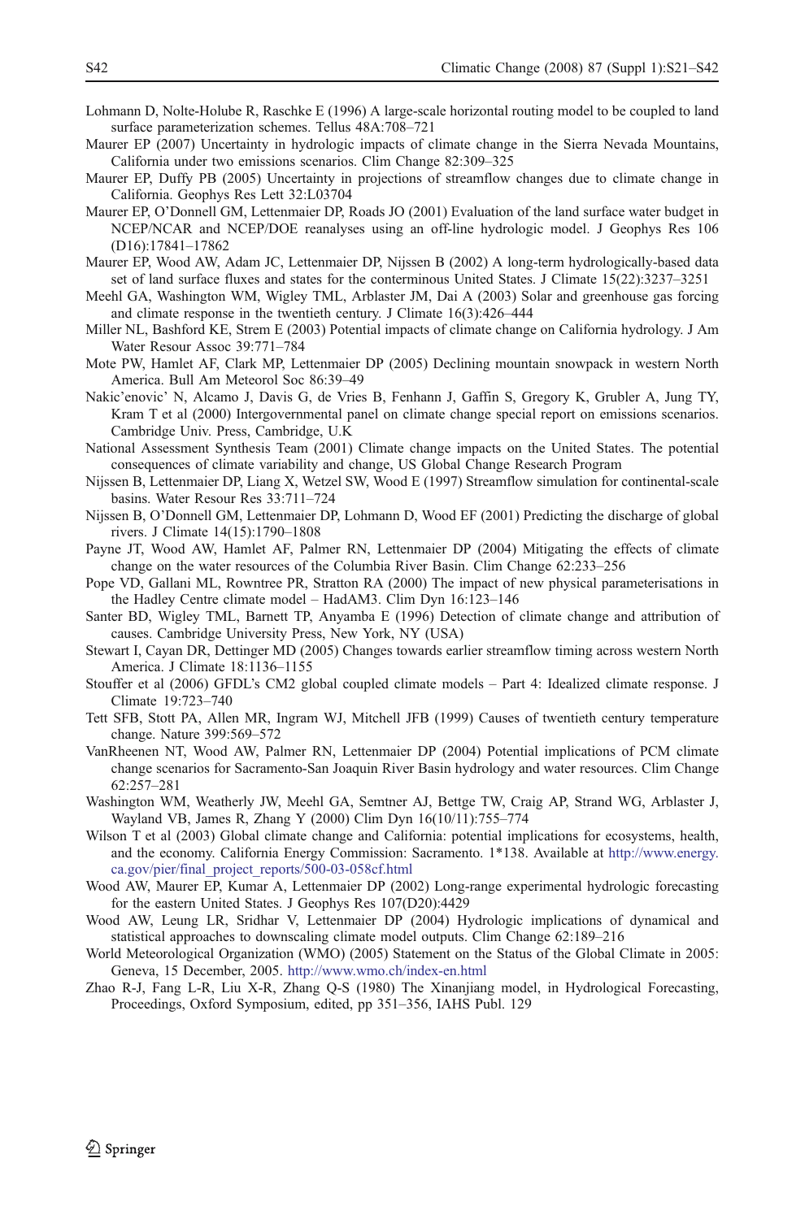Lohmann D, Nolte-Holube R, Raschke E (1996) A large-scale horizontal routing model to be coupled to land surface parameterization schemes. Tellus 48A:708–721

Maurer EP (2007) Uncertainty in hydrologic impacts of climate change in the Sierra Nevada Mountains, California under two emissions scenarios. Clim Change 82:309–325

Maurer EP, Duffy PB (2005) Uncertainty in projections of streamflow changes due to climate change in California. Geophys Res Lett 32:L03704

Maurer EP, O'Donnell GM, Lettenmaier DP, Roads JO (2001) Evaluation of the land surface water budget in NCEP/NCAR and NCEP/DOE reanalyses using an off-line hydrologic model. J Geophys Res 106 (D16):17841–17862

Maurer EP, Wood AW, Adam JC, Lettenmaier DP, Nijssen B (2002) A long-term hydrologically-based data set of land surface fluxes and states for the conterminous United States. J Climate 15(22):3237–3251

Meehl GA, Washington WM, Wigley TML, Arblaster JM, Dai A (2003) Solar and greenhouse gas forcing and climate response in the twentieth century. J Climate 16(3):426–444

Miller NL, Bashford KE, Strem E (2003) Potential impacts of climate change on California hydrology. J Am Water Resour Assoc 39:771–784

Mote PW, Hamlet AF, Clark MP, Lettenmaier DP (2005) Declining mountain snowpack in western North America. Bull Am Meteorol Soc 86:39–49

Nakic'enovic' N, Alcamo J, Davis G, de Vries B, Fenhann J, Gaffin S, Gregory K, Grubler A, Jung TY, Kram T et al (2000) Intergovernmental panel on climate change special report on emissions scenarios. Cambridge Univ. Press, Cambridge, U.K

National Assessment Synthesis Team (2001) Climate change impacts on the United States. The potential consequences of climate variability and change, US Global Change Research Program

Nijssen B, Lettenmaier DP, Liang X, Wetzel SW, Wood E (1997) Streamflow simulation for continental-scale basins. Water Resour Res 33:711–724

Nijssen B, O'Donnell GM, Lettenmaier DP, Lohmann D, Wood EF (2001) Predicting the discharge of global rivers. J Climate 14(15):1790–1808

Payne JT, Wood AW, Hamlet AF, Palmer RN, Lettenmaier DP (2004) Mitigating the effects of climate change on the water resources of the Columbia River Basin. Clim Change 62:233–256

Pope VD, Gallani ML, Rowntree PR, Stratton RA (2000) The impact of new physical parameterisations in the Hadley Centre climate model – HadAM3. Clim Dyn 16:123–146

Santer BD, Wigley TML, Barnett TP, Anyamba E (1996) Detection of climate change and attribution of causes. Cambridge University Press, New York, NY (USA)

Stewart I, Cayan DR, Dettinger MD (2005) Changes towards earlier streamflow timing across western North America. J Climate 18:1136–1155

Stouffer et al (2006) GFDL's CM2 global coupled climate models – Part 4: Idealized climate response. J Climate 19:723–740

Tett SFB, Stott PA, Allen MR, Ingram WJ, Mitchell JFB (1999) Causes of twentieth century temperature change. Nature 399:569–572

VanRheenen NT, Wood AW, Palmer RN, Lettenmaier DP (2004) Potential implications of PCM climate change scenarios for Sacramento-San Joaquin River Basin hydrology and water resources. Clim Change 62:257–281

Washington WM, Weatherly JW, Meehl GA, Semtner AJ, Bettge TW, Craig AP, Strand WG, Arblaster J, Wayland VB, James R, Zhang Y (2000) Clim Dyn 16(10/11):755–774

Wilson T et al (2003) Global climate change and California: potential implications for ecosystems, health, and the economy. California Energy Commission: Sacramento. 1*138. Available at http://www.energy.ca.gov/pier/final_project_reports/500-03-058cf.html

Wood AW, Maurer EP, Kumar A, Lettenmaier DP (2002) Long-range experimental hydrologic forecasting for the eastern United States. J Geophys Res 107(D20):4429

Wood AW, Leung LR, Sridhar V, Lettenmaier DP (2004) Hydrologic implications of dynamical and statistical approaches to downscaling climate model outputs. Clim Change 62:189–216

World Meteorological Organization (WMO) (2005) Statement on the Status of the Global Climate in 2005: Geneva, 15 December, 2005. http://www.wmo.ch/index-en.html

Zhao R-J, Fang L-R, Liu X-R, Zhang Q-S (1980) The Xinanjiang model, in Hydrological Forecasting, Proceedings, Oxford Symposium, edited, pp 351–356, IAHS Publ. 129